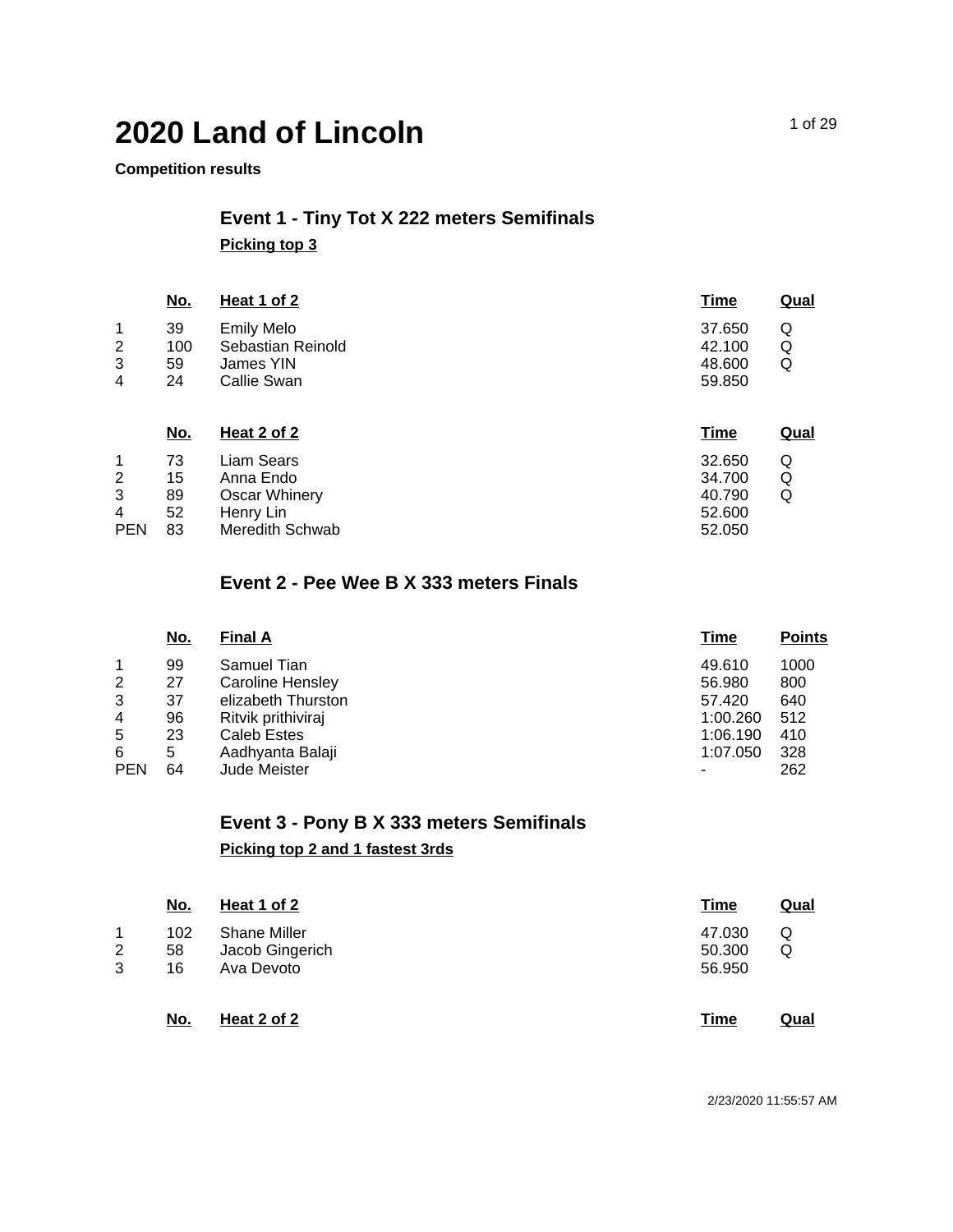# 2020 Land of Lincoln

**Competition results**

## Event 1 - Tiny Tot X 222 meters Semifinals

**Picking top 3**

| | No. | Heat 1 of 2 | Time | Qual |
|---|---|---|---|---|
| 1 | 39 | Emily Melo | 37.650 | Q |
| 2 | 100 | Sebastian Reinold | 42.100 | Q |
| 3 | 59 | James YIN | 48.600 | Q |
| 4 | 24 | Callie Swan | 59.850 | |

| | No. | Heat 2 of 2 | Time | Qual |
|---|---|---|---|---|
| 1 | 73 | Liam Sears | 32.650 | Q |
| 2 | 15 | Anna Endo | 34.700 | Q |
| 3 | 89 | Oscar Whinery | 40.790 | Q |
| 4 | 52 | Henry Lin | 52.600 | |
| PEN | 83 | Meredith Schwab | 52.050 | |

## Event 2 - Pee Wee B X 333 meters Finals

| | No. | Final A | Time | Points |
|---|---|---|---|---|
| 1 | 99 | Samuel Tian | 49.610 | 1000 |
| 2 | 27 | Caroline Hensley | 56.980 | 800 |
| 3 | 37 | elizabeth Thurston | 57.420 | 640 |
| 4 | 96 | Ritvik prithiviraj | 1:00.260 | 512 |
| 5 | 23 | Caleb Estes | 1:06.190 | 410 |
| 6 | 5 | Aadhyanta Balaji | 1:07.050 | 328 |
| PEN | 64 | Jude Meister | - | 262 |

## Event 3 - Pony B X 333 meters Semifinals

**Picking top 2 and 1 fastest 3rds**

| | No. | Heat 1 of 2 | Time | Qual |
|---|---|---|---|---|
| 1 | 102 | Shane Miller | 47.030 | Q |
| 2 | 58 | Jacob Gingerich | 50.300 | Q |
| 3 | 16 | Ava Devoto | 56.950 | |

| | No. | Heat 2 of 2 | Time | Qual |
|---|---|---|---|---|

2/23/2020 11:55:57 AM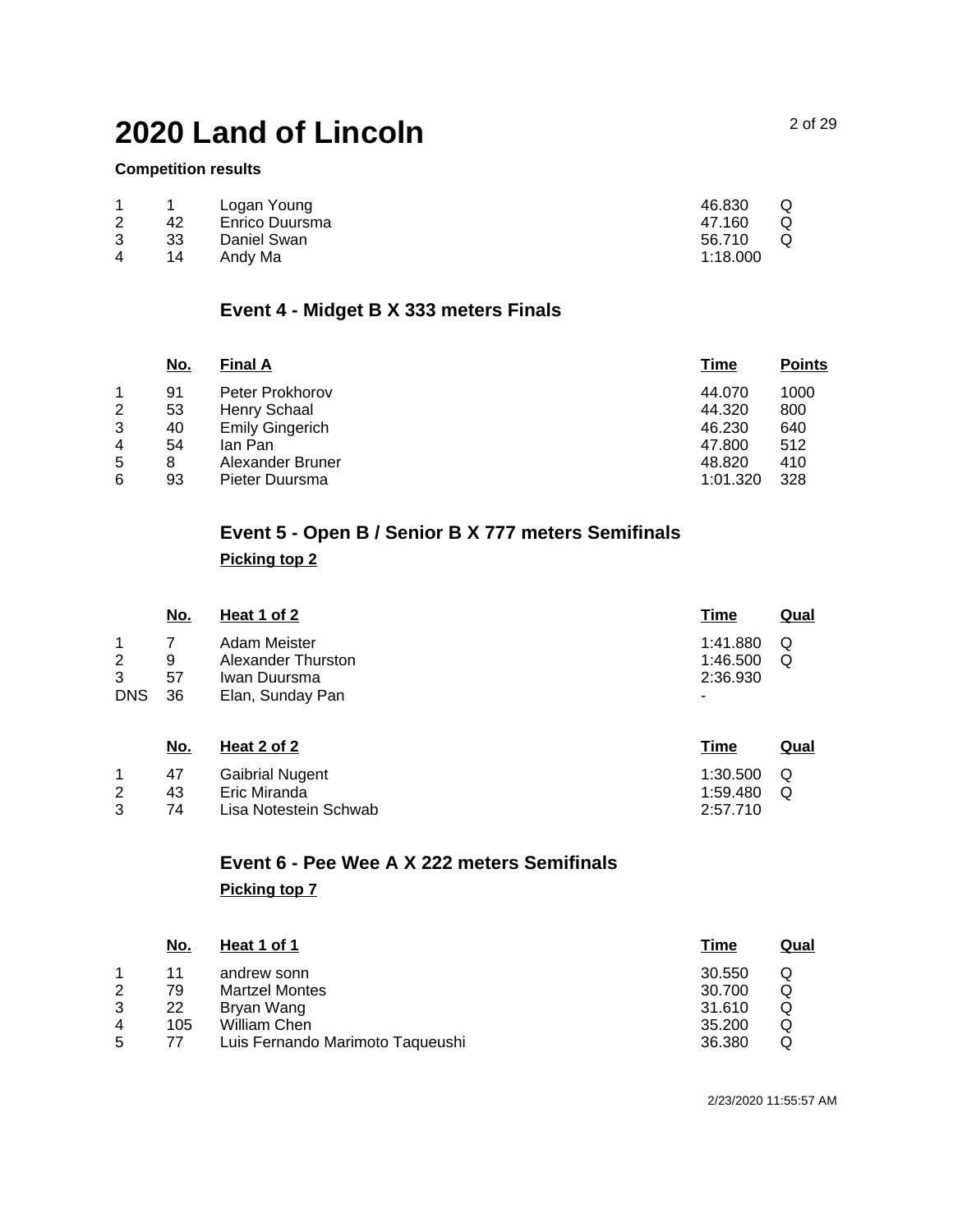# 2020 Land of Lincoln

**Competition results**

| | No. | | Time | Qual |
|---|---|---|---|---|
| 1 | 1 | Logan Young | 46.830 | Q |
| 2 | 42 | Enrico Duursma | 47.160 | Q |
| 3 | 33 | Daniel Swan | 56.710 | Q |
| 4 | 14 | Andy Ma | 1:18.000 | |

### Event 4 - Midget B X 333 meters Finals

| | No. | Final A | Time | Points |
|---|---|---|---|---|
| 1 | 91 | Peter Prokhorov | 44.070 | 1000 |
| 2 | 53 | Henry Schaal | 44.320 | 800 |
| 3 | 40 | Emily Gingerich | 46.230 | 640 |
| 4 | 54 | Ian Pan | 47.800 | 512 |
| 5 | 8 | Alexander Bruner | 48.820 | 410 |
| 6 | 93 | Pieter Duursma | 1:01.320 | 328 |

### Event 5 - Open B / Senior B X 777 meters Semifinals

**Picking top 2**

| | No. | Heat 1 of 2 | Time | Qual |
|---|---|---|---|---|
| 1 | 7 | Adam Meister | 1:41.880 | Q |
| 2 | 9 | Alexander Thurston | 1:46.500 | Q |
| 3 | 57 | Iwan Duursma | 2:36.930 | |
| DNS | 36 | Elan, Sunday Pan | - | |

| | No. | Heat 2 of 2 | Time | Qual |
|---|---|---|---|---|
| 1 | 47 | Gaibrial Nugent | 1:30.500 | Q |
| 2 | 43 | Eric Miranda | 1:59.480 | Q |
| 3 | 74 | Lisa Notestein Schwab | 2:57.710 | |

### Event 6 - Pee Wee A X 222 meters Semifinals

**Picking top 7**

| | No. | Heat 1 of 1 | Time | Qual |
|---|---|---|---|---|
| 1 | 11 | andrew sonn | 30.550 | Q |
| 2 | 79 | Martzel Montes | 30.700 | Q |
| 3 | 22 | Bryan Wang | 31.610 | Q |
| 4 | 105 | William Chen | 35.200 | Q |
| 5 | 77 | Luis Fernando Marimoto Taqueushi | 36.380 | Q |

2/23/2020 11:55:57 AM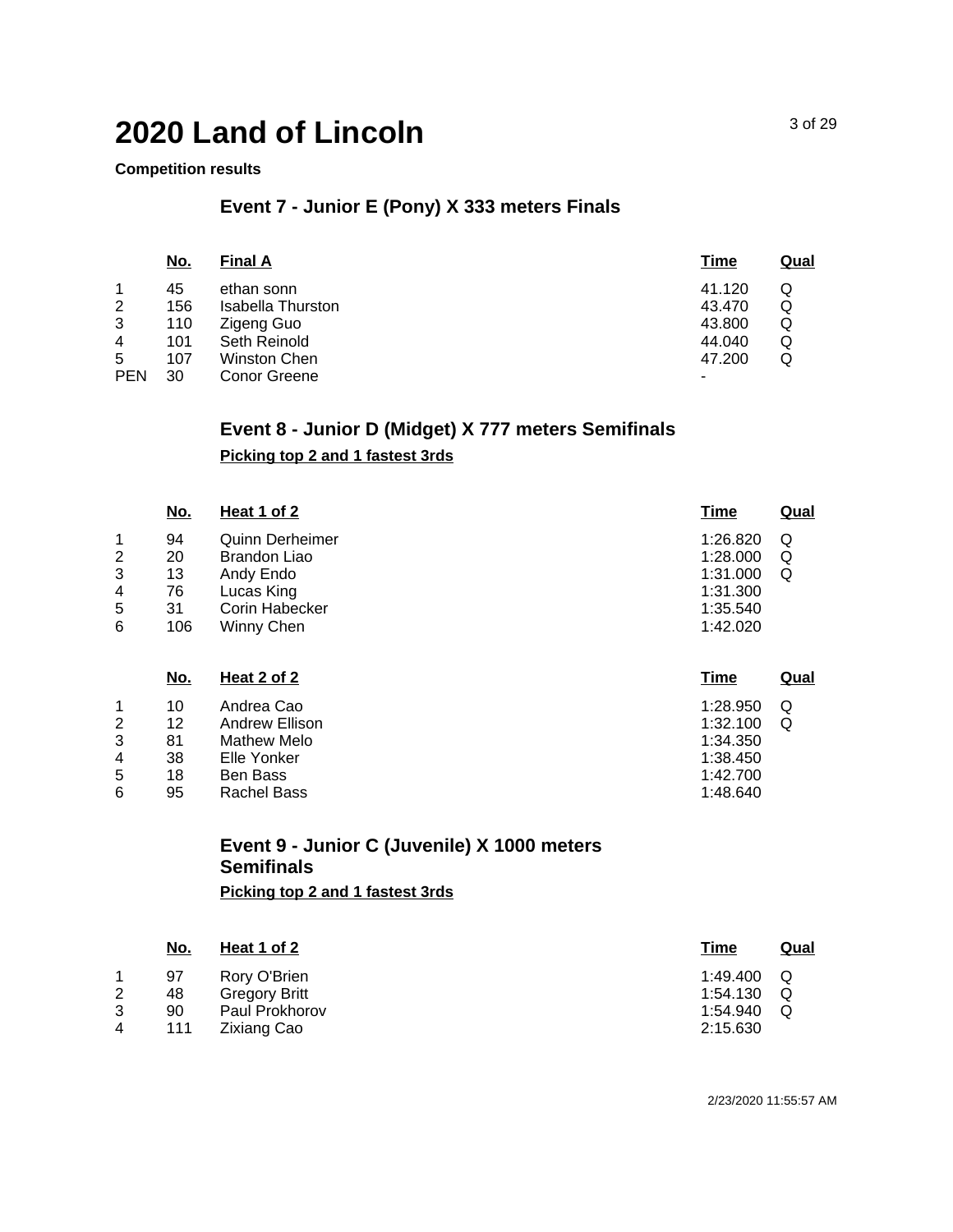# 2020 Land of Lincoln

**Competition results**

## Event 7 - Junior E (Pony) X 333 meters Finals

| | No. | Final A | Time | Qual |
|---|---|---|---|---|
| 1 | 45 | ethan sonn | 41.120 | Q |
| 2 | 156 | Isabella Thurston | 43.470 | Q |
| 3 | 110 | Zigeng Guo | 43.800 | Q |
| 4 | 101 | Seth Reinold | 44.040 | Q |
| 5 | 107 | Winston Chen | 47.200 | Q |
| PEN | 30 | Conor Greene | - | |

## Event 8 - Junior D (Midget) X 777 meters Semifinals

**Picking top 2 and 1 fastest 3rds**

| | No. | Heat 1 of 2 | Time | Qual |
|---|---|---|---|---|
| 1 | 94 | Quinn Derheimer | 1:26.820 | Q |
| 2 | 20 | Brandon Liao | 1:28.000 | Q |
| 3 | 13 | Andy Endo | 1:31.000 | Q |
| 4 | 76 | Lucas King | 1:31.300 | |
| 5 | 31 | Corin Habecker | 1:35.540 | |
| 6 | 106 | Winny Chen | 1:42.020 | |

| | No. | Heat 2 of 2 | Time | Qual |
|---|---|---|---|---|
| 1 | 10 | Andrea Cao | 1:28.950 | Q |
| 2 | 12 | Andrew Ellison | 1:32.100 | Q |
| 3 | 81 | Mathew Melo | 1:34.350 | |
| 4 | 38 | Elle Yonker | 1:38.450 | |
| 5 | 18 | Ben Bass | 1:42.700 | |
| 6 | 95 | Rachel Bass | 1:48.640 | |

## Event 9 - Junior C (Juvenile) X 1000 meters Semifinals

**Picking top 2 and 1 fastest 3rds**

| | No. | Heat 1 of 2 | Time | Qual |
|---|---|---|---|---|
| 1 | 97 | Rory O'Brien | 1:49.400 | Q |
| 2 | 48 | Gregory Britt | 1:54.130 | Q |
| 3 | 90 | Paul Prokhorov | 1:54.940 | Q |
| 4 | 111 | Zixiang Cao | 2:15.630 | |

2/23/2020 11:55:57 AM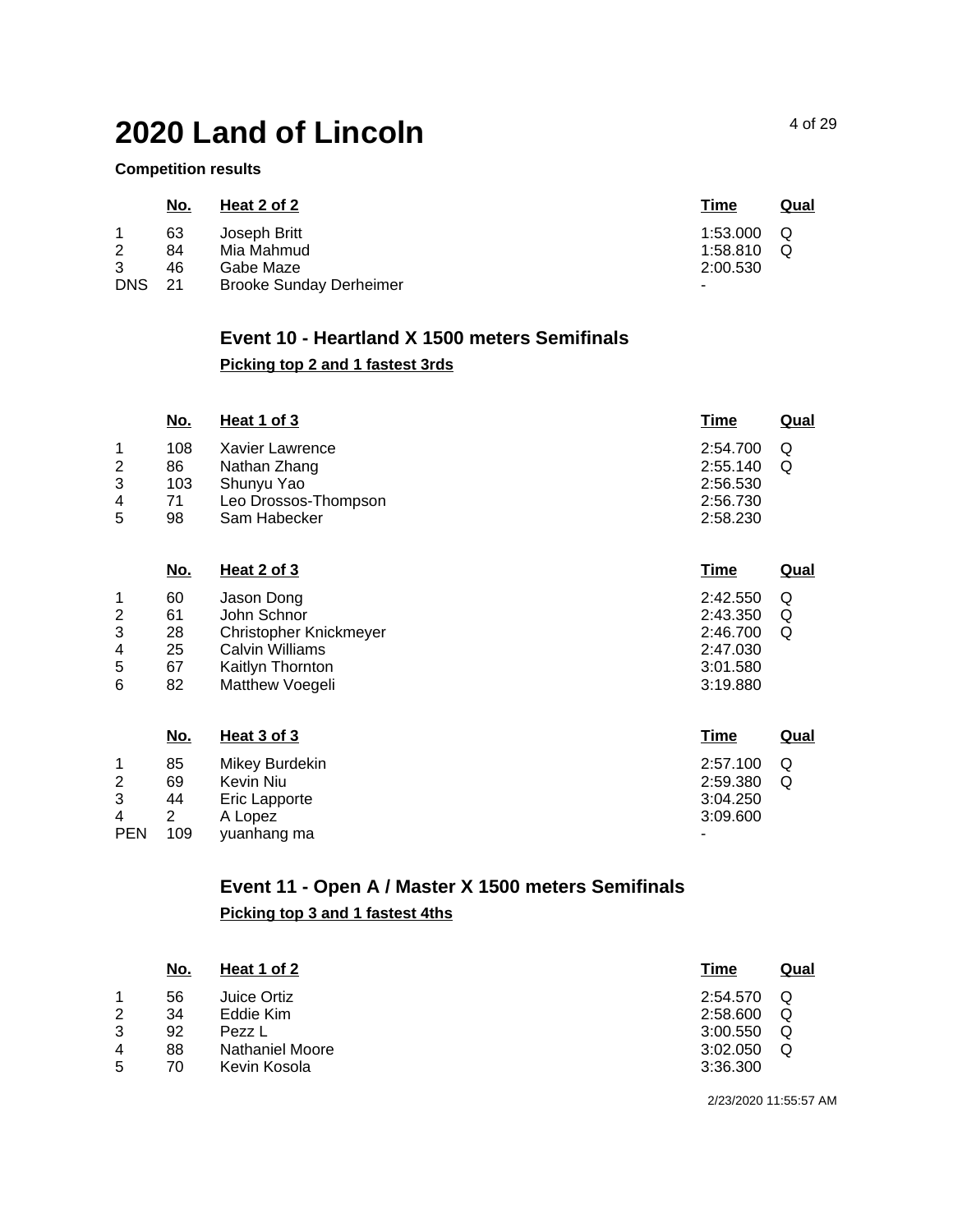# 2020 Land of Lincoln

**Competition results**

| | No. | Heat 2 of 2 | Time | Qual |
|---|---|---|---|---|
| 1 | 63 | Joseph Britt | 1:53.000 | Q |
| 2 | 84 | Mia Mahmud | 1:58.810 | Q |
| 3 | 46 | Gabe Maze | 2:00.530 | |
| DNS | 21 | Brooke Sunday Derheimer | - | |

## Event 10 - Heartland X 1500 meters Semifinals

**Picking top 2 and 1 fastest 3rds**

| | No. | Heat 1 of 3 | Time | Qual |
|---|---|---|---|---|
| 1 | 108 | Xavier Lawrence | 2:54.700 | Q |
| 2 | 86 | Nathan Zhang | 2:55.140 | Q |
| 3 | 103 | Shunyu Yao | 2:56.530 | |
| 4 | 71 | Leo Drossos-Thompson | 2:56.730 | |
| 5 | 98 | Sam Habecker | 2:58.230 | |

| | No. | Heat 2 of 3 | Time | Qual |
|---|---|---|---|---|
| 1 | 60 | Jason Dong | 2:42.550 | Q |
| 2 | 61 | John Schnor | 2:43.350 | Q |
| 3 | 28 | Christopher Knickmeyer | 2:46.700 | Q |
| 4 | 25 | Calvin Williams | 2:47.030 | |
| 5 | 67 | Kaitlyn Thornton | 3:01.580 | |
| 6 | 82 | Matthew Voegeli | 3:19.880 | |

| | No. | Heat 3 of 3 | Time | Qual |
|---|---|---|---|---|
| 1 | 85 | Mikey Burdekin | 2:57.100 | Q |
| 2 | 69 | Kevin Niu | 2:59.380 | Q |
| 3 | 44 | Eric Lapporte | 3:04.250 | |
| 4 | 2 | A Lopez | 3:09.600 | |
| PEN | 109 | yuanhang ma | - | |

## Event 11 - Open A / Master X 1500 meters Semifinals

**Picking top 3 and 1 fastest 4ths**

| | No. | Heat 1 of 2 | Time | Qual |
|---|---|---|---|---|
| 1 | 56 | Juice Ortiz | 2:54.570 | Q |
| 2 | 34 | Eddie Kim | 2:58.600 | Q |
| 3 | 92 | Pezz L | 3:00.550 | Q |
| 4 | 88 | Nathaniel Moore | 3:02.050 | Q |
| 5 | 70 | Kevin Kosola | 3:36.300 | |

2/23/2020 11:55:57 AM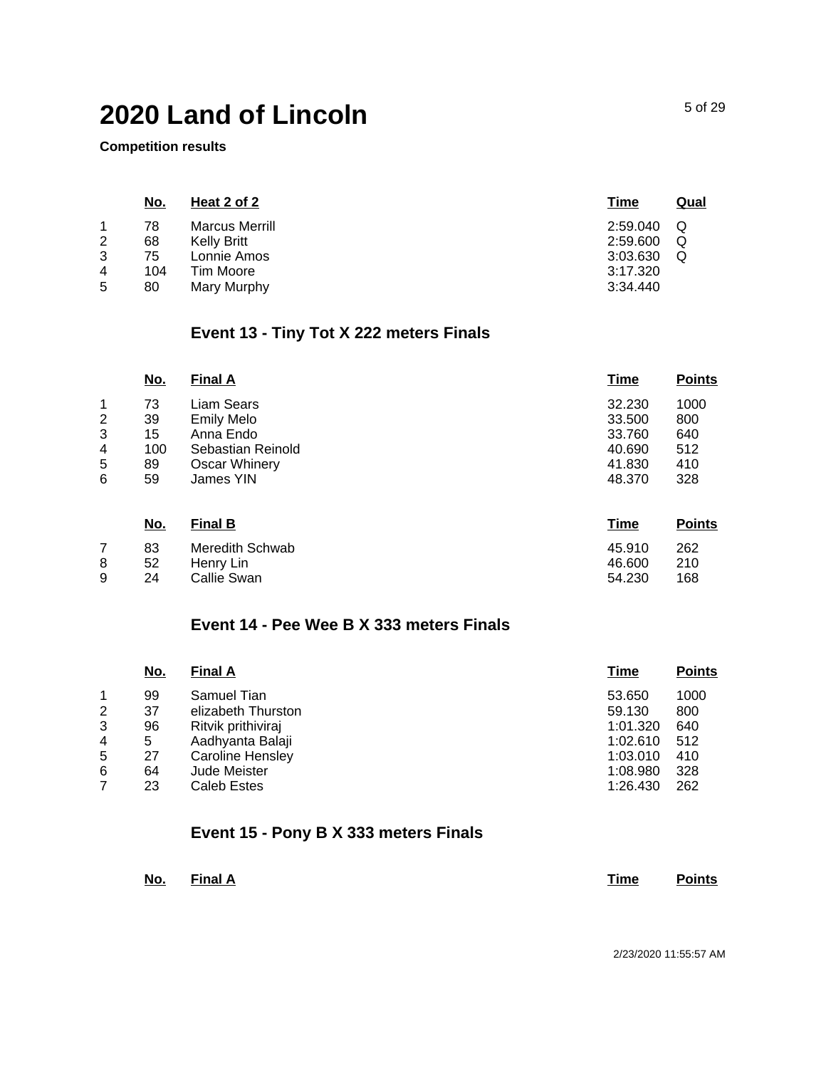# 2020 Land of Lincoln

**Competition results**

| | No. | Heat 2 of 2 | Time | Qual |
|---|---|---|---|---|
| 1 | 78 | Marcus Merrill | 2:59.040 | Q |
| 2 | 68 | Kelly Britt | 2:59.600 | Q |
| 3 | 75 | Lonnie Amos | 3:03.630 | Q |
| 4 | 104 | Tim Moore | 3:17.320 | |
| 5 | 80 | Mary Murphy | 3:34.440 | |

## Event 13 - Tiny Tot X 222 meters Finals

| | No. | Final A | Time | Points |
|---|---|---|---|---|
| 1 | 73 | Liam Sears | 32.230 | 1000 |
| 2 | 39 | Emily Melo | 33.500 | 800 |
| 3 | 15 | Anna Endo | 33.760 | 640 |
| 4 | 100 | Sebastian Reinold | 40.690 | 512 |
| 5 | 89 | Oscar Whinery | 41.830 | 410 |
| 6 | 59 | James YIN | 48.370 | 328 |

| | No. | Final B | Time | Points |
|---|---|---|---|---|
| 7 | 83 | Meredith Schwab | 45.910 | 262 |
| 8 | 52 | Henry Lin | 46.600 | 210 |
| 9 | 24 | Callie Swan | 54.230 | 168 |

## Event 14 - Pee Wee B X 333 meters Finals

| | No. | Final A | Time | Points |
|---|---|---|---|---|
| 1 | 99 | Samuel Tian | 53.650 | 1000 |
| 2 | 37 | elizabeth Thurston | 59.130 | 800 |
| 3 | 96 | Ritvik prithiviraj | 1:01.320 | 640 |
| 4 | 5 | Aadhyanta Balaji | 1:02.610 | 512 |
| 5 | 27 | Caroline Hensley | 1:03.010 | 410 |
| 6 | 64 | Jude Meister | 1:08.980 | 328 |
| 7 | 23 | Caleb Estes | 1:26.430 | 262 |

## Event 15 - Pony B X 333 meters Finals

| | No. | Final A | Time | Points |
|---|---|---|---|---|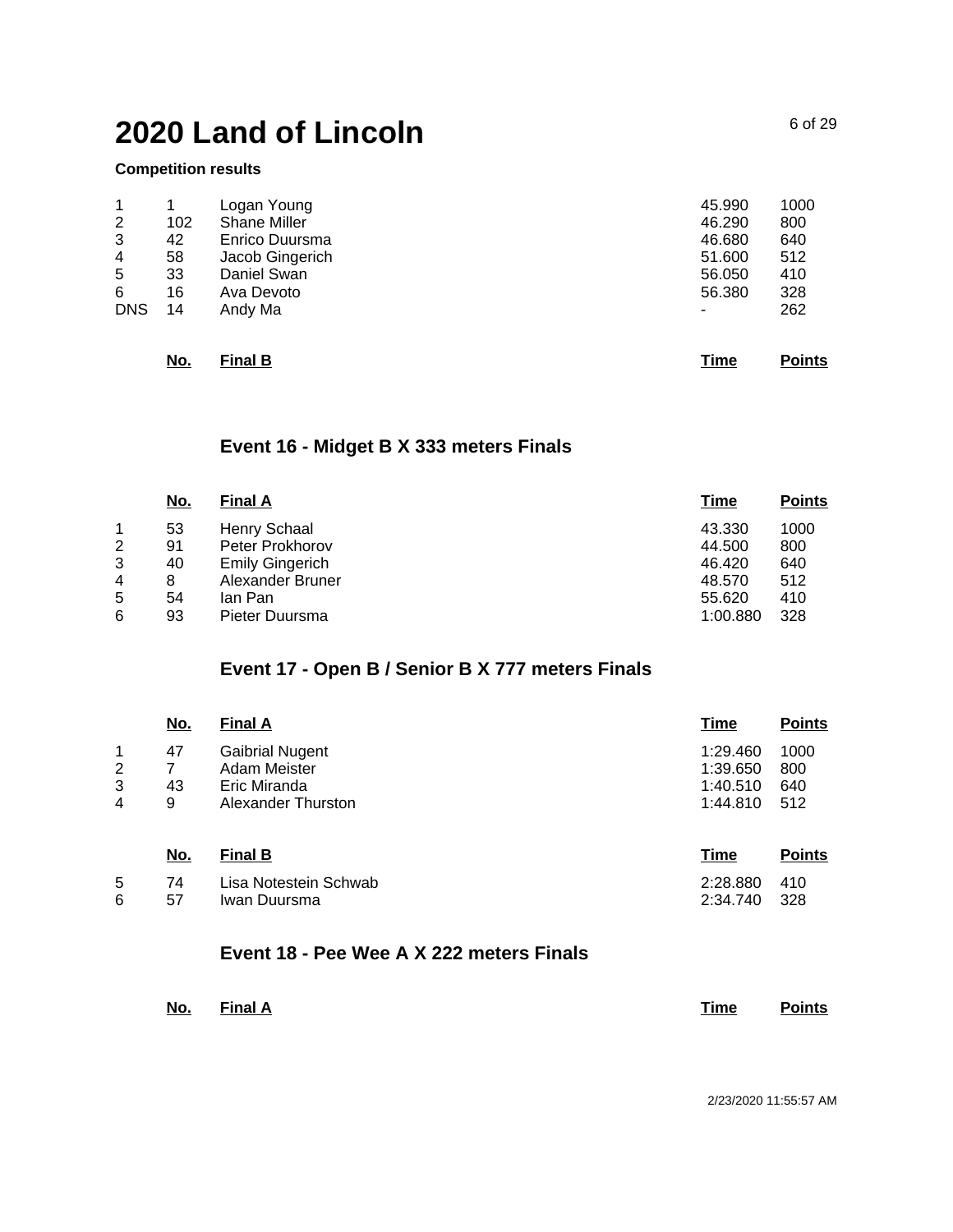# 2020 Land of Lincoln

**Competition results**

| | No. | | Time | Points |
|---|---|---|---|---|
| 1 | 1 | Logan Young | 45.990 | 1000 |
| 2 | 102 | Shane Miller | 46.290 | 800 |
| 3 | 42 | Enrico Duursma | 46.680 | 640 |
| 4 | 58 | Jacob Gingerich | 51.600 | 512 |
| 5 | 33 | Daniel Swan | 56.050 | 410 |
| 6 | 16 | Ava Devoto | 56.380 | 328 |
| DNS | 14 | Andy Ma | - | 262 |

| | No. | Final B | Time | Points |
|---|---|---|---|---|

## Event 16 - Midget B X 333 meters Finals

| | No. | Final A | Time | Points |
|---|---|---|---|---|
| 1 | 53 | Henry Schaal | 43.330 | 1000 |
| 2 | 91 | Peter Prokhorov | 44.500 | 800 |
| 3 | 40 | Emily Gingerich | 46.420 | 640 |
| 4 | 8 | Alexander Bruner | 48.570 | 512 |
| 5 | 54 | Ian Pan | 55.620 | 410 |
| 6 | 93 | Pieter Duursma | 1:00.880 | 328 |

## Event 17 - Open B / Senior B X 777 meters Finals

| | No. | Final A | Time | Points |
|---|---|---|---|---|
| 1 | 47 | Gaibrial Nugent | 1:29.460 | 1000 |
| 2 | 7 | Adam Meister | 1:39.650 | 800 |
| 3 | 43 | Eric Miranda | 1:40.510 | 640 |
| 4 | 9 | Alexander Thurston | 1:44.810 | 512 |

| | No. | Final B | Time | Points |
|---|---|---|---|---|
| 5 | 74 | Lisa Notestein Schwab | 2:28.880 | 410 |
| 6 | 57 | Iwan Duursma | 2:34.740 | 328 |

## Event 18 - Pee Wee A X 222 meters Finals

| | No. | Final A | Time | Points |
|---|---|---|---|---|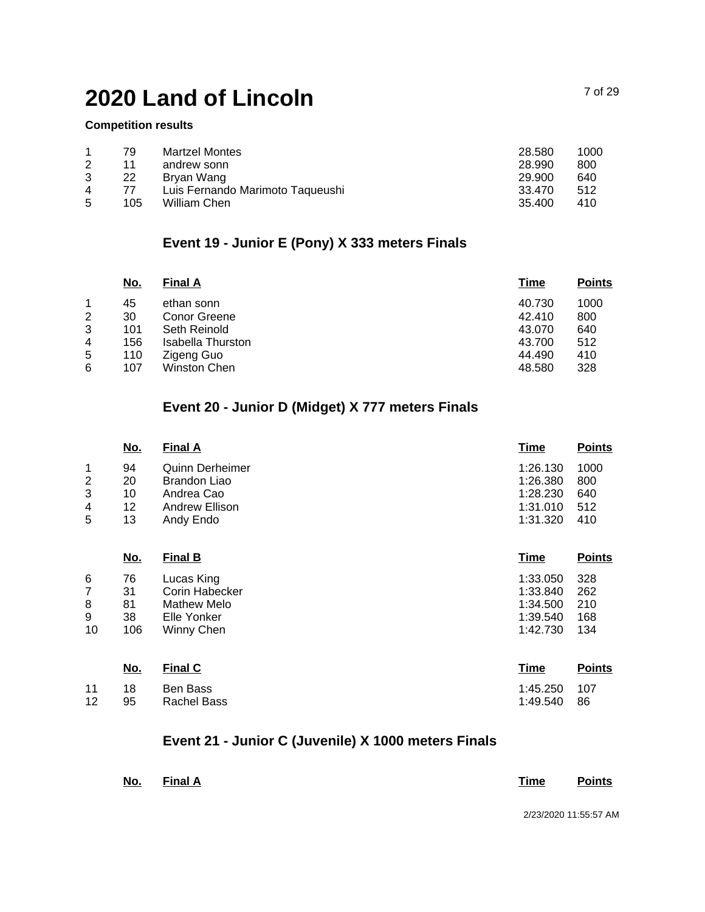# 2020 Land of Lincoln

**Competition results**

| | | | | |
|---|---|---|---|---|
| 1 | 79 | Martzel Montes | 28.580 | 1000 |
| 2 | 11 | andrew sonn | 28.990 | 800 |
| 3 | 22 | Bryan Wang | 29.900 | 640 |
| 4 | 77 | Luis Fernando Marimoto Taqueushi | 33.470 | 512 |
| 5 | 105 | William Chen | 35.400 | 410 |

## Event 19 - Junior E (Pony) X 333 meters Finals

| | No. | Final A | Time | Points |
|---|---|---|---|---|
| 1 | 45 | ethan sonn | 40.730 | 1000 |
| 2 | 30 | Conor Greene | 42.410 | 800 |
| 3 | 101 | Seth Reinold | 43.070 | 640 |
| 4 | 156 | Isabella Thurston | 43.700 | 512 |
| 5 | 110 | Zigeng Guo | 44.490 | 410 |
| 6 | 107 | Winston Chen | 48.580 | 328 |

## Event 20 - Junior D (Midget) X 777 meters Finals

| | No. | Final A | Time | Points |
|---|---|---|---|---|
| 1 | 94 | Quinn Derheimer | 1:26.130 | 1000 |
| 2 | 20 | Brandon Liao | 1:26.380 | 800 |
| 3 | 10 | Andrea Cao | 1:28.230 | 640 |
| 4 | 12 | Andrew Ellison | 1:31.010 | 512 |
| 5 | 13 | Andy Endo | 1:31.320 | 410 |

| | No. | Final B | Time | Points |
|---|---|---|---|---|
| 6 | 76 | Lucas King | 1:33.050 | 328 |
| 7 | 31 | Corin Habecker | 1:33.840 | 262 |
| 8 | 81 | Mathew Melo | 1:34.500 | 210 |
| 9 | 38 | Elle Yonker | 1:39.540 | 168 |
| 10 | 106 | Winny Chen | 1:42.730 | 134 |

| | No. | Final C | Time | Points |
|---|---|---|---|---|
| 11 | 18 | Ben Bass | 1:45.250 | 107 |
| 12 | 95 | Rachel Bass | 1:49.540 | 86 |

## Event 21 - Junior C (Juvenile) X 1000 meters Finals

| | No. | Final A | Time | Points |
|---|---|---|---|---|

2/23/2020 11:55:57 AM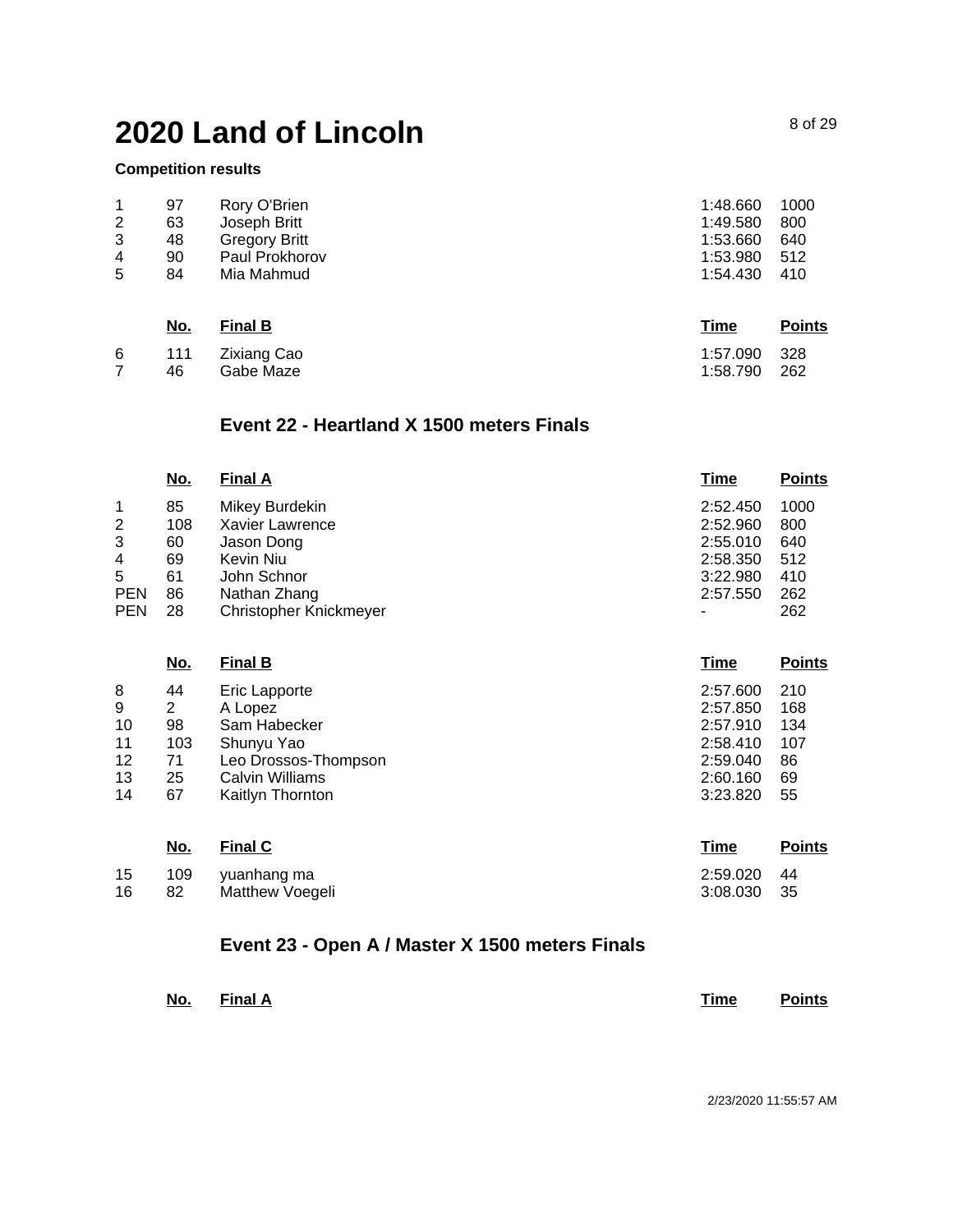# 2020 Land of Lincoln

**Competition results**

| | No. | | Time | Points |
|---|---|---|---|---|
| 1 | 97 | Rory O'Brien | 1:48.660 | 1000 |
| 2 | 63 | Joseph Britt | 1:49.580 | 800 |
| 3 | 48 | Gregory Britt | 1:53.660 | 640 |
| 4 | 90 | Paul Prokhorov | 1:53.980 | 512 |
| 5 | 84 | Mia Mahmud | 1:54.430 | 410 |

| | No. | Final B | Time | Points |
|---|---|---|---|---|
| 6 | 111 | Zixiang Cao | 1:57.090 | 328 |
| 7 | 46 | Gabe Maze | 1:58.790 | 262 |

## Event 22 - Heartland X 1500 meters Finals

| | No. | Final A | Time | Points |
|---|---|---|---|---|
| 1 | 85 | Mikey Burdekin | 2:52.450 | 1000 |
| 2 | 108 | Xavier Lawrence | 2:52.960 | 800 |
| 3 | 60 | Jason Dong | 2:55.010 | 640 |
| 4 | 69 | Kevin Niu | 2:58.350 | 512 |
| 5 | 61 | John Schnor | 3:22.980 | 410 |
| PEN | 86 | Nathan Zhang | 2:57.550 | 262 |
| PEN | 28 | Christopher Knickmeyer | - | 262 |

| | No. | Final B | Time | Points |
|---|---|---|---|---|
| 8 | 44 | Eric Lapporte | 2:57.600 | 210 |
| 9 | 2 | A Lopez | 2:57.850 | 168 |
| 10 | 98 | Sam Habecker | 2:57.910 | 134 |
| 11 | 103 | Shunyu Yao | 2:58.410 | 107 |
| 12 | 71 | Leo Drossos-Thompson | 2:59.040 | 86 |
| 13 | 25 | Calvin Williams | 2:60.160 | 69 |
| 14 | 67 | Kaitlyn Thornton | 3:23.820 | 55 |

| | No. | Final C | Time | Points |
|---|---|---|---|---|
| 15 | 109 | yuanhang ma | 2:59.020 | 44 |
| 16 | 82 | Matthew Voegeli | 3:08.030 | 35 |

## Event 23 - Open A / Master X 1500 meters Finals

| | No. | Final A | Time | Points |
|---|---|---|---|---|

2/23/2020 11:55:57 AM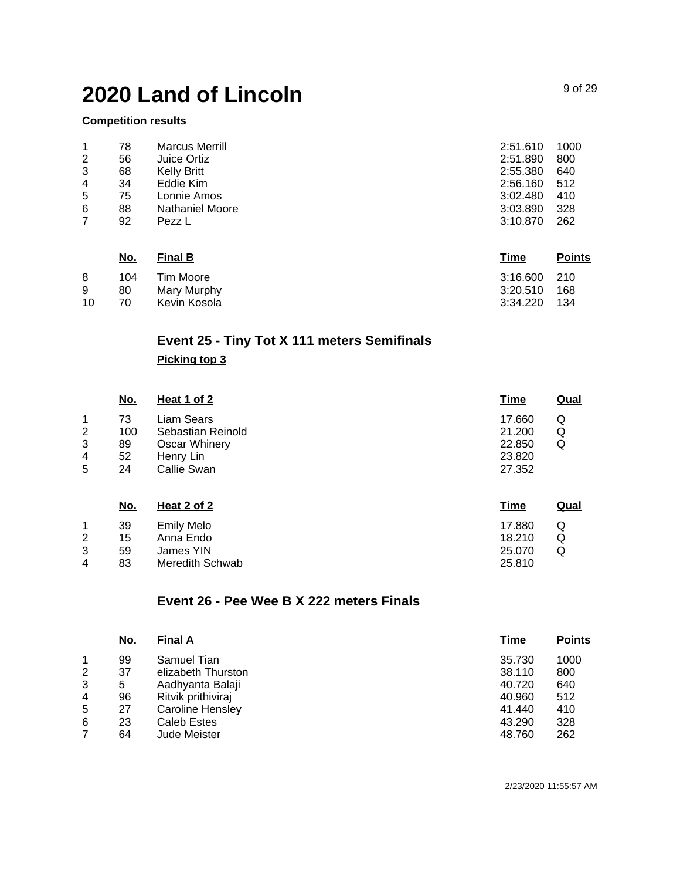# 2020 Land of Lincoln

**Competition results**

| | | | | |
|---|---|---|---|---|
| 1 | 78 | Marcus Merrill | 2:51.610 | 1000 |
| 2 | 56 | Juice Ortiz | 2:51.890 | 800 |
| 3 | 68 | Kelly Britt | 2:55.380 | 640 |
| 4 | 34 | Eddie Kim | 2:56.160 | 512 |
| 5 | 75 | Lonnie Amos | 3:02.480 | 410 |
| 6 | 88 | Nathaniel Moore | 3:03.890 | 328 |
| 7 | 92 | Pezz L | 3:10.870 | 262 |

| | No. | Final B | Time | Points |
|---|---|---|---|---|
| 8 | 104 | Tim Moore | 3:16.600 | 210 |
| 9 | 80 | Mary Murphy | 3:20.510 | 168 |
| 10 | 70 | Kevin Kosola | 3:34.220 | 134 |

### Event 25 - Tiny Tot X 111 meters Semifinals

**Picking top 3**

| | No. | Heat 1 of 2 | Time | Qual |
|---|---|---|---|---|
| 1 | 73 | Liam Sears | 17.660 | Q |
| 2 | 100 | Sebastian Reinold | 21.200 | Q |
| 3 | 89 | Oscar Whinery | 22.850 | Q |
| 4 | 52 | Henry Lin | 23.820 | |
| 5 | 24 | Callie Swan | 27.352 | |

| | No. | Heat 2 of 2 | Time | Qual |
|---|---|---|---|---|
| 1 | 39 | Emily Melo | 17.880 | Q |
| 2 | 15 | Anna Endo | 18.210 | Q |
| 3 | 59 | James YIN | 25.070 | Q |
| 4 | 83 | Meredith Schwab | 25.810 | |

### Event 26 - Pee Wee B X 222 meters Finals

| | No. | Final A | Time | Points |
|---|---|---|---|---|
| 1 | 99 | Samuel Tian | 35.730 | 1000 |
| 2 | 37 | elizabeth Thurston | 38.110 | 800 |
| 3 | 5 | Aadhyanta Balaji | 40.720 | 640 |
| 4 | 96 | Ritvik prithiviraj | 40.960 | 512 |
| 5 | 27 | Caroline Hensley | 41.440 | 410 |
| 6 | 23 | Caleb Estes | 43.290 | 328 |
| 7 | 64 | Jude Meister | 48.760 | 262 |

2/23/2020 11:55:57 AM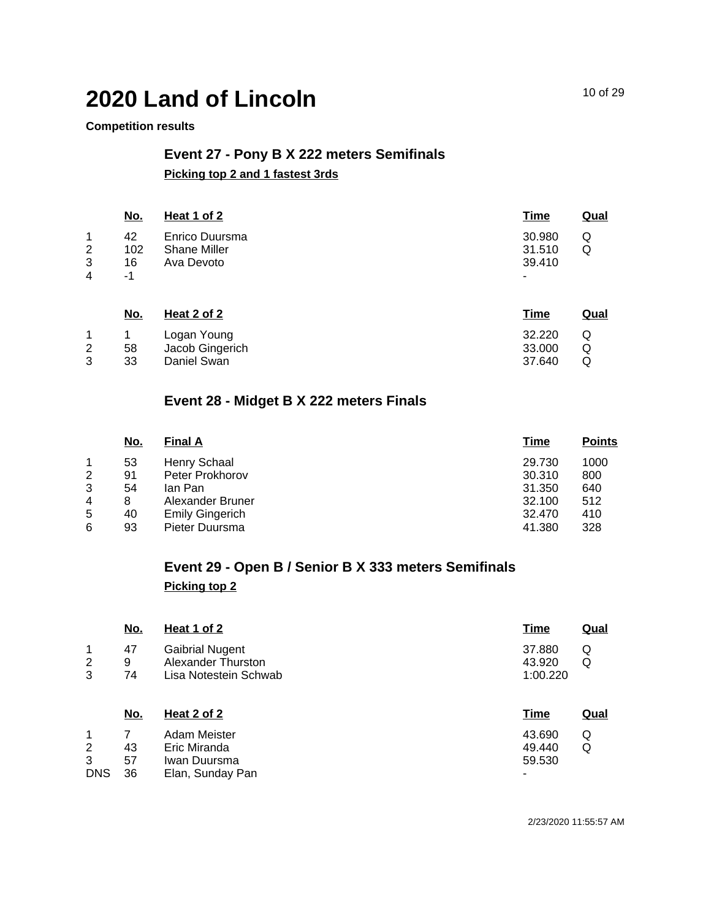# 2020 Land of Lincoln

**Competition results**

## Event 27 - Pony B X 222 meters Semifinals

**Picking top 2 and 1 fastest 3rds**

| | No. | Heat 1 of 2 | Time | Qual |
|---|---|---|---|---|
| 1 | 42 | Enrico Duursma | 30.980 | Q |
| 2 | 102 | Shane Miller | 31.510 | Q |
| 3 | 16 | Ava Devoto | 39.410 | |
| 4 | -1 | | - | |

| | No. | Heat 2 of 2 | Time | Qual |
|---|---|---|---|---|
| 1 | 1 | Logan Young | 32.220 | Q |
| 2 | 58 | Jacob Gingerich | 33.000 | Q |
| 3 | 33 | Daniel Swan | 37.640 | Q |

## Event 28 - Midget B X 222 meters Finals

| | No. | Final A | Time | Points |
|---|---|---|---|---|
| 1 | 53 | Henry Schaal | 29.730 | 1000 |
| 2 | 91 | Peter Prokhorov | 30.310 | 800 |
| 3 | 54 | Ian Pan | 31.350 | 640 |
| 4 | 8 | Alexander Bruner | 32.100 | 512 |
| 5 | 40 | Emily Gingerich | 32.470 | 410 |
| 6 | 93 | Pieter Duursma | 41.380 | 328 |

## Event 29 - Open B / Senior B X 333 meters Semifinals

**Picking top 2**

| | No. | Heat 1 of 2 | Time | Qual |
|---|---|---|---|---|
| 1 | 47 | Gaibrial Nugent | 37.880 | Q |
| 2 | 9 | Alexander Thurston | 43.920 | Q |
| 3 | 74 | Lisa Notestein Schwab | 1:00.220 | |

| | No. | Heat 2 of 2 | Time | Qual |
|---|---|---|---|---|
| 1 | 7 | Adam Meister | 43.690 | Q |
| 2 | 43 | Eric Miranda | 49.440 | Q |
| 3 | 57 | Iwan Duursma | 59.530 | |
| DNS | 36 | Elan, Sunday Pan | - | |

2/23/2020 11:55:57 AM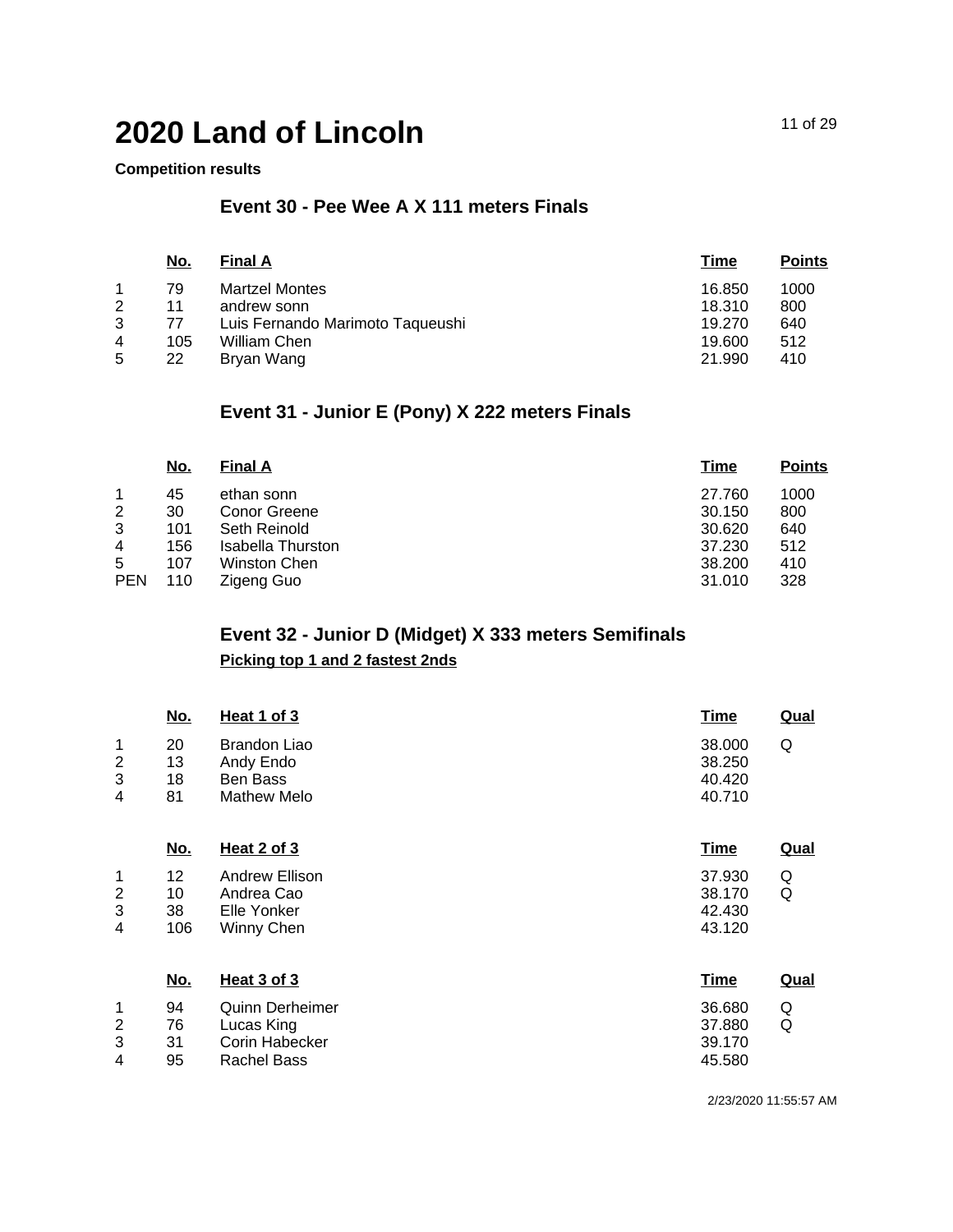# 2020 Land of Lincoln

**Competition results**

## Event 30 - Pee Wee A X 111 meters Finals

| | No. | Final A | Time | Points |
|---|---|---|---|---|
| 1 | 79 | Martzel Montes | 16.850 | 1000 |
| 2 | 11 | andrew sonn | 18.310 | 800 |
| 3 | 77 | Luis Fernando Marimoto Taqueushi | 19.270 | 640 |
| 4 | 105 | William Chen | 19.600 | 512 |
| 5 | 22 | Bryan Wang | 21.990 | 410 |

## Event 31 - Junior E (Pony) X 222 meters Finals

| | No. | Final A | Time | Points |
|---|---|---|---|---|
| 1 | 45 | ethan sonn | 27.760 | 1000 |
| 2 | 30 | Conor Greene | 30.150 | 800 |
| 3 | 101 | Seth Reinold | 30.620 | 640 |
| 4 | 156 | Isabella Thurston | 37.230 | 512 |
| 5 | 107 | Winston Chen | 38.200 | 410 |
| PEN | 110 | Zigeng Guo | 31.010 | 328 |

## Event 32 - Junior D (Midget) X 333 meters Semifinals

**Picking top 1 and 2 fastest 2nds**

| | No. | Heat 1 of 3 | Time | Qual |
|---|---|---|---|---|
| 1 | 20 | Brandon Liao | 38.000 | Q |
| 2 | 13 | Andy Endo | 38.250 | |
| 3 | 18 | Ben Bass | 40.420 | |
| 4 | 81 | Mathew Melo | 40.710 | |

| | No. | Heat 2 of 3 | Time | Qual |
|---|---|---|---|---|
| 1 | 12 | Andrew Ellison | 37.930 | Q |
| 2 | 10 | Andrea Cao | 38.170 | Q |
| 3 | 38 | Elle Yonker | 42.430 | |
| 4 | 106 | Winny Chen | 43.120 | |

| | No. | Heat 3 of 3 | Time | Qual |
|---|---|---|---|---|
| 1 | 94 | Quinn Derheimer | 36.680 | Q |
| 2 | 76 | Lucas King | 37.880 | Q |
| 3 | 31 | Corin Habecker | 39.170 | |
| 4 | 95 | Rachel Bass | 45.580 | |

2/23/2020 11:55:57 AM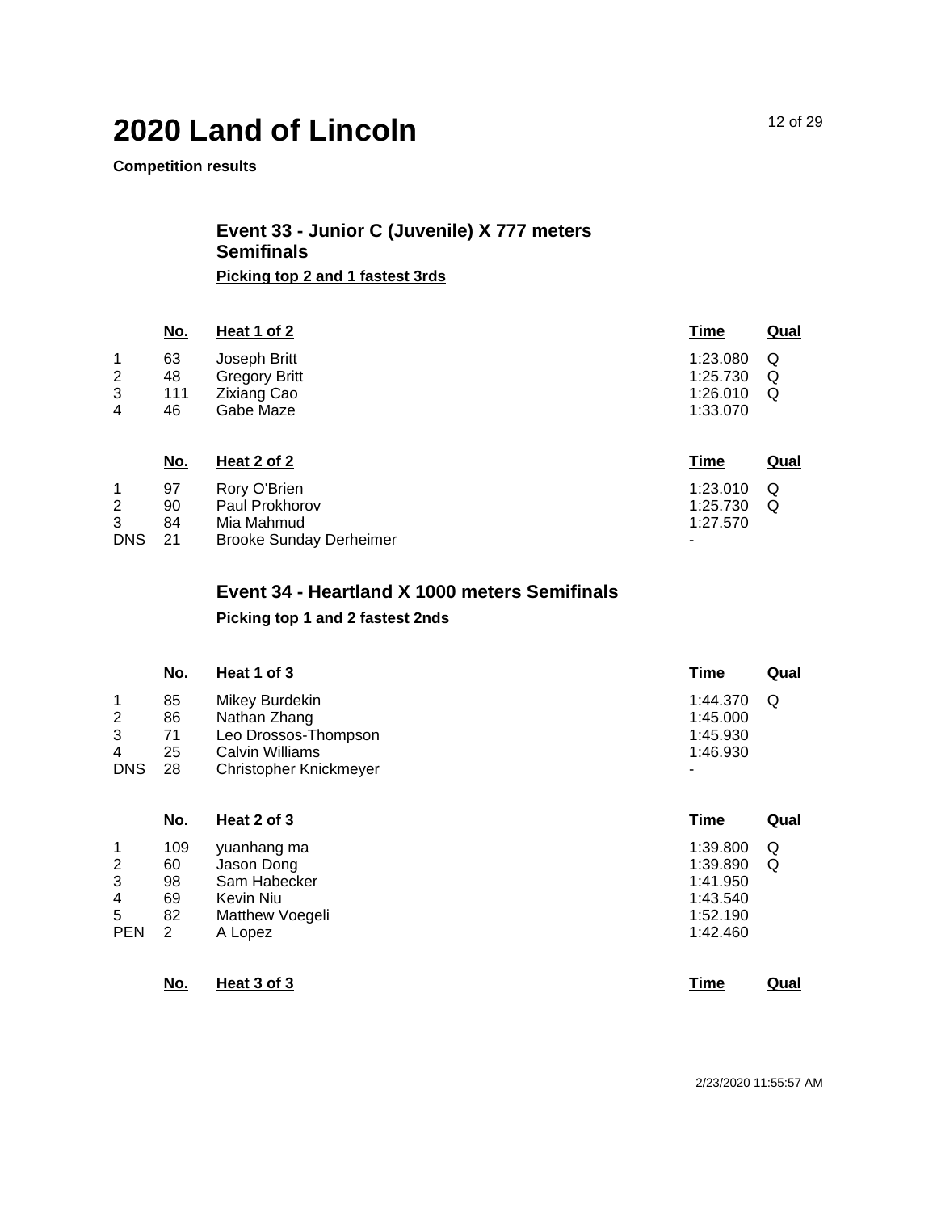# 2020 Land of Lincoln

**Competition results**

### Event 33 - Junior C (Juvenile) X 777 meters Semifinals

**Picking top 2 and 1 fastest 3rds**

| | No. | Heat 1 of 2 | Time | Qual |
|---|---|---|---|---|
| 1 | 63 | Joseph Britt | 1:23.080 | Q |
| 2 | 48 | Gregory Britt | 1:25.730 | Q |
| 3 | 111 | Zixiang Cao | 1:26.010 | Q |
| 4 | 46 | Gabe Maze | 1:33.070 | |

| | No. | Heat 2 of 2 | Time | Qual |
|---|---|---|---|---|
| 1 | 97 | Rory O'Brien | 1:23.010 | Q |
| 2 | 90 | Paul Prokhorov | 1:25.730 | Q |
| 3 | 84 | Mia Mahmud | 1:27.570 | |
| DNS | 21 | Brooke Sunday Derheimer | - | |

### Event 34 - Heartland X 1000 meters Semifinals

**Picking top 1 and 2 fastest 2nds**

| | No. | Heat 1 of 3 | Time | Qual |
|---|---|---|---|---|
| 1 | 85 | Mikey Burdekin | 1:44.370 | Q |
| 2 | 86 | Nathan Zhang | 1:45.000 | |
| 3 | 71 | Leo Drossos-Thompson | 1:45.930 | |
| 4 | 25 | Calvin Williams | 1:46.930 | |
| DNS | 28 | Christopher Knickmeyer | - | |

| | No. | Heat 2 of 3 | Time | Qual |
|---|---|---|---|---|
| 1 | 109 | yuanhang ma | 1:39.800 | Q |
| 2 | 60 | Jason Dong | 1:39.890 | Q |
| 3 | 98 | Sam Habecker | 1:41.950 | |
| 4 | 69 | Kevin Niu | 1:43.540 | |
| 5 | 82 | Matthew Voegeli | 1:52.190 | |
| PEN | 2 | A Lopez | 1:42.460 | |

| | No. | Heat 3 of 3 | Time | Qual |
|---|---|---|---|---|

2/23/2020 11:55:57 AM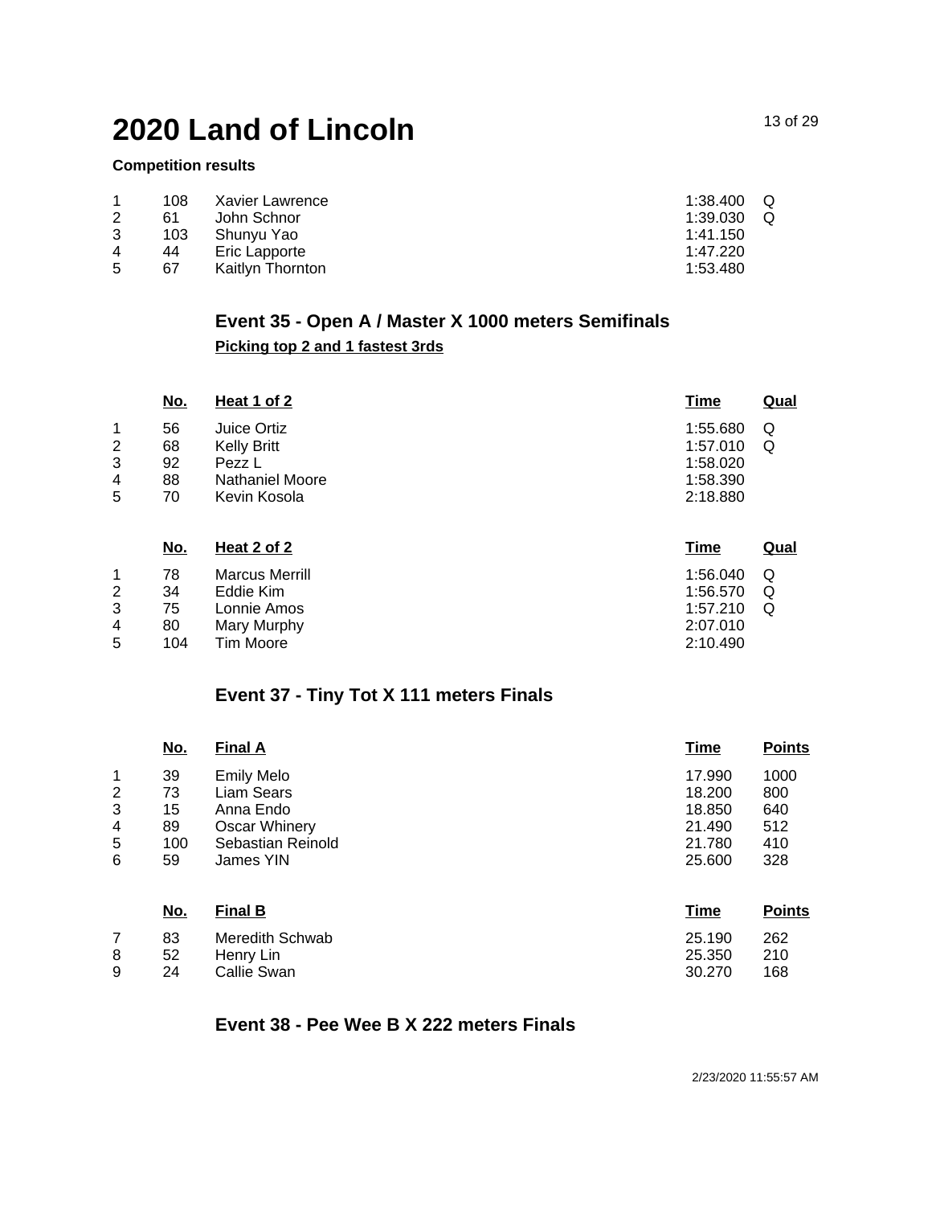# 2020 Land of Lincoln

**Competition results**

| | | | | |
|---|---|---|---|---|
| 1 | 108 | Xavier Lawrence | 1:38.400 | Q |
| 2 | 61 | John Schnor | 1:39.030 | Q |
| 3 | 103 | Shunyu Yao | 1:41.150 | |
| 4 | 44 | Eric Lapporte | 1:47.220 | |
| 5 | 67 | Kaitlyn Thornton | 1:53.480 | |

## Event 35 - Open A / Master X 1000 meters Semifinals

**Picking top 2 and 1 fastest 3rds**

| | No. | Heat 1 of 2 | Time | Qual |
|---|---|---|---|---|
| 1 | 56 | Juice Ortiz | 1:55.680 | Q |
| 2 | 68 | Kelly Britt | 1:57.010 | Q |
| 3 | 92 | Pezz L | 1:58.020 | |
| 4 | 88 | Nathaniel Moore | 1:58.390 | |
| 5 | 70 | Kevin Kosola | 2:18.880 | |

| | No. | Heat 2 of 2 | Time | Qual |
|---|---|---|---|---|
| 1 | 78 | Marcus Merrill | 1:56.040 | Q |
| 2 | 34 | Eddie Kim | 1:56.570 | Q |
| 3 | 75 | Lonnie Amos | 1:57.210 | Q |
| 4 | 80 | Mary Murphy | 2:07.010 | |
| 5 | 104 | Tim Moore | 2:10.490 | |

## Event 37 - Tiny Tot X 111 meters Finals

| | No. | Final A | Time | Points |
|---|---|---|---|---|
| 1 | 39 | Emily Melo | 17.990 | 1000 |
| 2 | 73 | Liam Sears | 18.200 | 800 |
| 3 | 15 | Anna Endo | 18.850 | 640 |
| 4 | 89 | Oscar Whinery | 21.490 | 512 |
| 5 | 100 | Sebastian Reinold | 21.780 | 410 |
| 6 | 59 | James YIN | 25.600 | 328 |

| | No. | Final B | Time | Points |
|---|---|---|---|---|
| 7 | 83 | Meredith Schwab | 25.190 | 262 |
| 8 | 52 | Henry Lin | 25.350 | 210 |
| 9 | 24 | Callie Swan | 30.270 | 168 |

## Event 38 - Pee Wee B X 222 meters Finals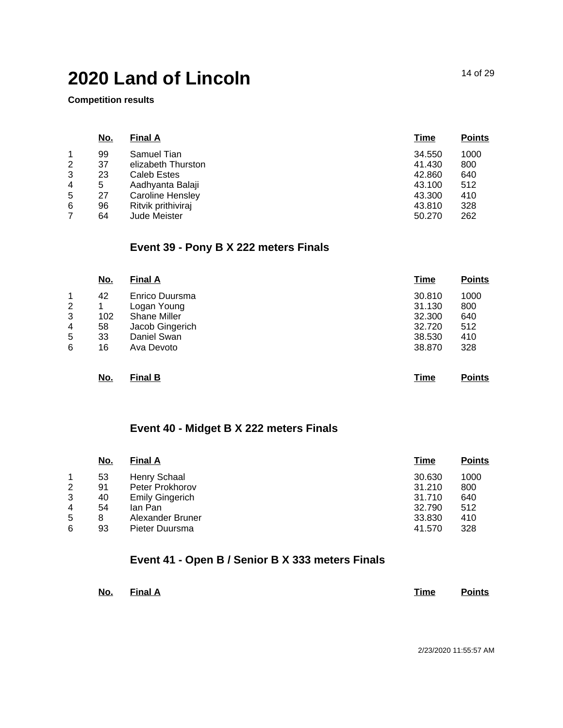# 2020 Land of Lincoln

**Competition results**

| | No. | Final A | Time | Points |
|---|---|---|---|---|
| 1 | 99 | Samuel Tian | 34.550 | 1000 |
| 2 | 37 | elizabeth Thurston | 41.430 | 800 |
| 3 | 23 | Caleb Estes | 42.860 | 640 |
| 4 | 5 | Aadhyanta Balaji | 43.100 | 512 |
| 5 | 27 | Caroline Hensley | 43.300 | 410 |
| 6 | 96 | Ritvik prithiviraj | 43.810 | 328 |
| 7 | 64 | Jude Meister | 50.270 | 262 |

## Event 39 - Pony B X 222 meters Finals

| | No. | Final A | Time | Points |
|---|---|---|---|---|
| 1 | 42 | Enrico Duursma | 30.810 | 1000 |
| 2 | 1 | Logan Young | 31.130 | 800 |
| 3 | 102 | Shane Miller | 32.300 | 640 |
| 4 | 58 | Jacob Gingerich | 32.720 | 512 |
| 5 | 33 | Daniel Swan | 38.530 | 410 |
| 6 | 16 | Ava Devoto | 38.870 | 328 |

| | No. | Final B | Time | Points |
|---|---|---|---|---|

## Event 40 - Midget B X 222 meters Finals

| | No. | Final A | Time | Points |
|---|---|---|---|---|
| 1 | 53 | Henry Schaal | 30.630 | 1000 |
| 2 | 91 | Peter Prokhorov | 31.210 | 800 |
| 3 | 40 | Emily Gingerich | 31.710 | 640 |
| 4 | 54 | Ian Pan | 32.790 | 512 |
| 5 | 8 | Alexander Bruner | 33.830 | 410 |
| 6 | 93 | Pieter Duursma | 41.570 | 328 |

## Event 41 - Open B / Senior B X 333 meters Finals

| | No. | Final A | Time | Points |
|---|---|---|---|---|

2/23/2020 11:55:57 AM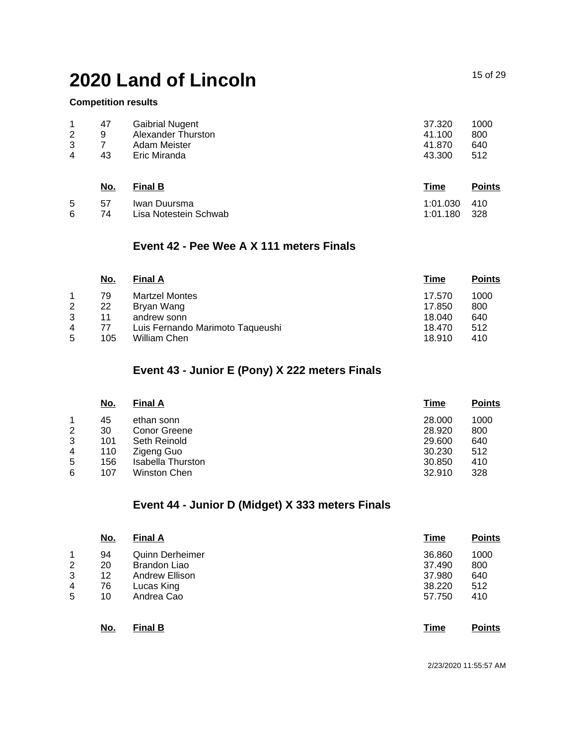# 2020 Land of Lincoln

**Competition results**

| | No. | | Time | Points |
|---|---|---|---|---|
| 1 | 47 | Gaibrial Nugent | 37.320 | 1000 |
| 2 | 9 | Alexander Thurston | 41.100 | 800 |
| 3 | 7 | Adam Meister | 41.870 | 640 |
| 4 | 43 | Eric Miranda | 43.300 | 512 |

| | No. | Final B | Time | Points |
|---|---|---|---|---|
| 5 | 57 | Iwan Duursma | 1:01.030 | 410 |
| 6 | 74 | Lisa Notestein Schwab | 1:01.180 | 328 |

### Event 42 - Pee Wee A X 111 meters Finals

| | No. | Final A | Time | Points |
|---|---|---|---|---|
| 1 | 79 | Martzel Montes | 17.570 | 1000 |
| 2 | 22 | Bryan Wang | 17.850 | 800 |
| 3 | 11 | andrew sonn | 18.040 | 640 |
| 4 | 77 | Luis Fernando Marimoto Taqueushi | 18.470 | 512 |
| 5 | 105 | William Chen | 18.910 | 410 |

### Event 43 - Junior E (Pony) X 222 meters Finals

| | No. | Final A | Time | Points |
|---|---|---|---|---|
| 1 | 45 | ethan sonn | 28.000 | 1000 |
| 2 | 30 | Conor Greene | 28.920 | 800 |
| 3 | 101 | Seth Reinold | 29.600 | 640 |
| 4 | 110 | Zigeng Guo | 30.230 | 512 |
| 5 | 156 | Isabella Thurston | 30.850 | 410 |
| 6 | 107 | Winston Chen | 32.910 | 328 |

### Event 44 - Junior D (Midget) X 333 meters Finals

| | No. | Final A | Time | Points |
|---|---|---|---|---|
| 1 | 94 | Quinn Derheimer | 36.860 | 1000 |
| 2 | 20 | Brandon Liao | 37.490 | 800 |
| 3 | 12 | Andrew Ellison | 37.980 | 640 |
| 4 | 76 | Lucas King | 38.220 | 512 |
| 5 | 10 | Andrea Cao | 57.750 | 410 |

| | No. | Final B | Time | Points |
|---|---|---|---|---|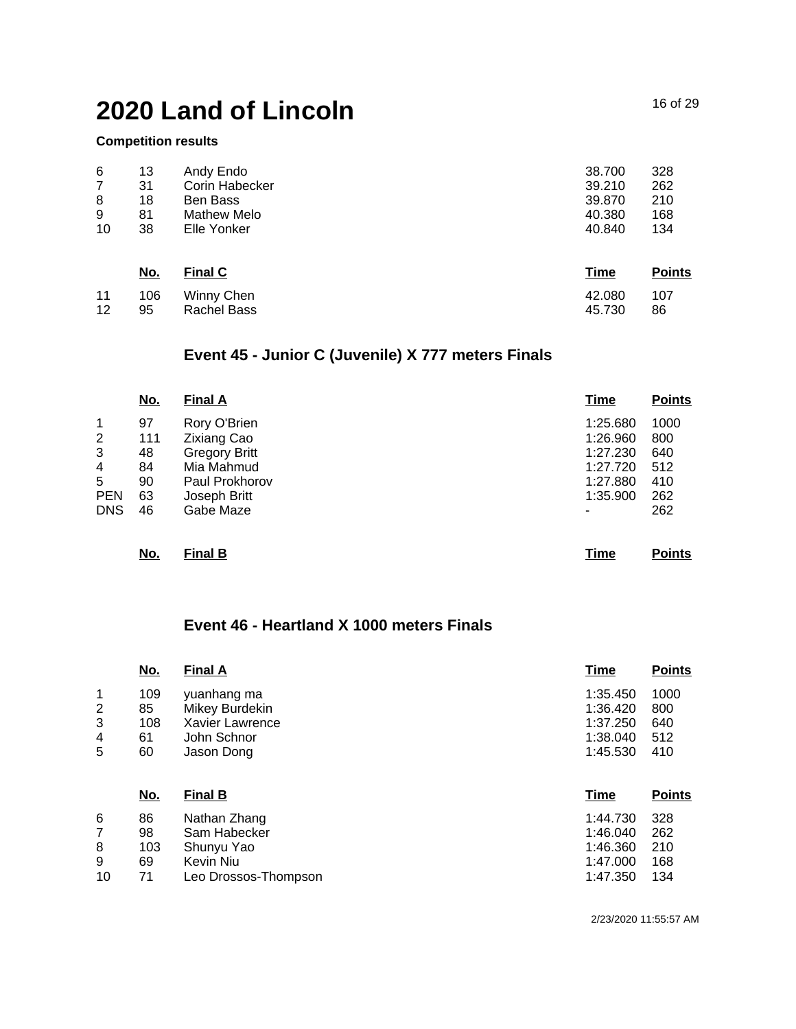# 2020 Land of Lincoln

**Competition results**

| | | | | |
|---|---|---|---|---|
| 6 | 13 | Andy Endo | 38.700 | 328 |
| 7 | 31 | Corin Habecker | 39.210 | 262 |
| 8 | 18 | Ben Bass | 39.870 | 210 |
| 9 | 81 | Mathew Melo | 40.380 | 168 |
| 10 | 38 | Elle Yonker | 40.840 | 134 |

| | No. | Final C | Time | Points |
|---|---|---|---|---|
| 11 | 106 | Winny Chen | 42.080 | 107 |
| 12 | 95 | Rachel Bass | 45.730 | 86 |

## Event 45 - Junior C (Juvenile) X 777 meters Finals

| | No. | Final A | Time | Points |
|---|---|---|---|---|
| 1 | 97 | Rory O'Brien | 1:25.680 | 1000 |
| 2 | 111 | Zixiang Cao | 1:26.960 | 800 |
| 3 | 48 | Gregory Britt | 1:27.230 | 640 |
| 4 | 84 | Mia Mahmud | 1:27.720 | 512 |
| 5 | 90 | Paul Prokhorov | 1:27.880 | 410 |
| PEN | 63 | Joseph Britt | 1:35.900 | 262 |
| DNS | 46 | Gabe Maze | - | 262 |

| | No. | Final B | Time | Points |
|---|---|---|---|---|

## Event 46 - Heartland X 1000 meters Finals

| | No. | Final A | Time | Points |
|---|---|---|---|---|
| 1 | 109 | yuanhang ma | 1:35.450 | 1000 |
| 2 | 85 | Mikey Burdekin | 1:36.420 | 800 |
| 3 | 108 | Xavier Lawrence | 1:37.250 | 640 |
| 4 | 61 | John Schnor | 1:38.040 | 512 |
| 5 | 60 | Jason Dong | 1:45.530 | 410 |

| | No. | Final B | Time | Points |
|---|---|---|---|---|
| 6 | 86 | Nathan Zhang | 1:44.730 | 328 |
| 7 | 98 | Sam Habecker | 1:46.040 | 262 |
| 8 | 103 | Shunyu Yao | 1:46.360 | 210 |
| 9 | 69 | Kevin Niu | 1:47.000 | 168 |
| 10 | 71 | Leo Drossos-Thompson | 1:47.350 | 134 |

2/23/2020 11:55:57 AM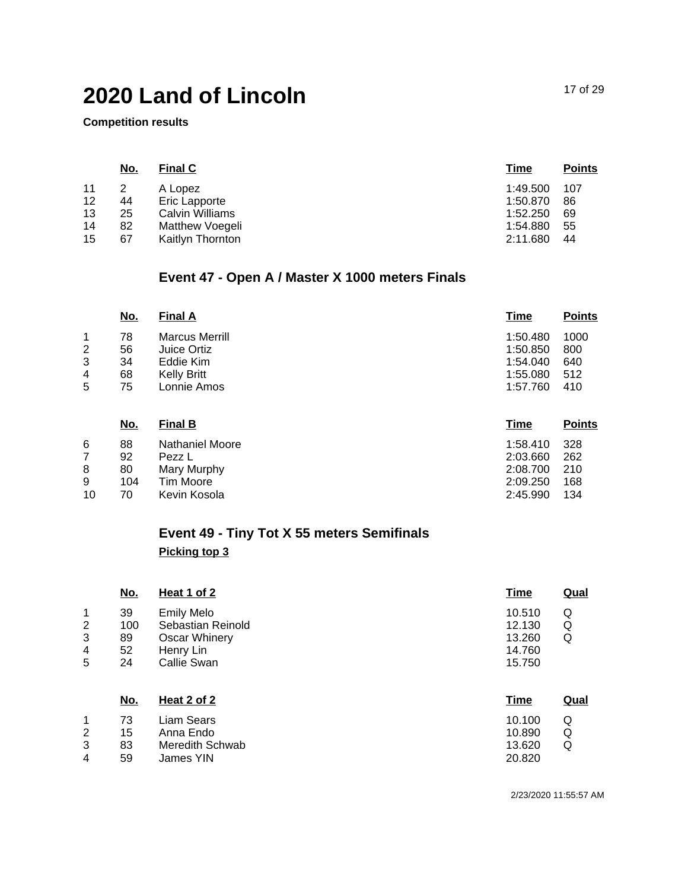# 2020 Land of Lincoln

**Competition results**

| | No. | Final C | Time | Points |
|---|---|---|---|---|
| 11 | 2 | A Lopez | 1:49.500 | 107 |
| 12 | 44 | Eric Lapporte | 1:50.870 | 86 |
| 13 | 25 | Calvin Williams | 1:52.250 | 69 |
| 14 | 82 | Matthew Voegeli | 1:54.880 | 55 |
| 15 | 67 | Kaitlyn Thornton | 2:11.680 | 44 |

## Event 47 - Open A / Master X 1000 meters Finals

| | No. | Final A | Time | Points |
|---|---|---|---|---|
| 1 | 78 | Marcus Merrill | 1:50.480 | 1000 |
| 2 | 56 | Juice Ortiz | 1:50.850 | 800 |
| 3 | 34 | Eddie Kim | 1:54.040 | 640 |
| 4 | 68 | Kelly Britt | 1:55.080 | 512 |
| 5 | 75 | Lonnie Amos | 1:57.760 | 410 |

| | No. | Final B | Time | Points |
|---|---|---|---|---|
| 6 | 88 | Nathaniel Moore | 1:58.410 | 328 |
| 7 | 92 | Pezz L | 2:03.660 | 262 |
| 8 | 80 | Mary Murphy | 2:08.700 | 210 |
| 9 | 104 | Tim Moore | 2:09.250 | 168 |
| 10 | 70 | Kevin Kosola | 2:45.990 | 134 |

## Event 49 - Tiny Tot X 55 meters Semifinals

**Picking top 3**

| | No. | Heat 1 of 2 | Time | Qual |
|---|---|---|---|---|
| 1 | 39 | Emily Melo | 10.510 | Q |
| 2 | 100 | Sebastian Reinold | 12.130 | Q |
| 3 | 89 | Oscar Whinery | 13.260 | Q |
| 4 | 52 | Henry Lin | 14.760 | |
| 5 | 24 | Callie Swan | 15.750 | |

| | No. | Heat 2 of 2 | Time | Qual |
|---|---|---|---|---|
| 1 | 73 | Liam Sears | 10.100 | Q |
| 2 | 15 | Anna Endo | 10.890 | Q |
| 3 | 83 | Meredith Schwab | 13.620 | Q |
| 4 | 59 | James YIN | 20.820 | |

2/23/2020 11:55:57 AM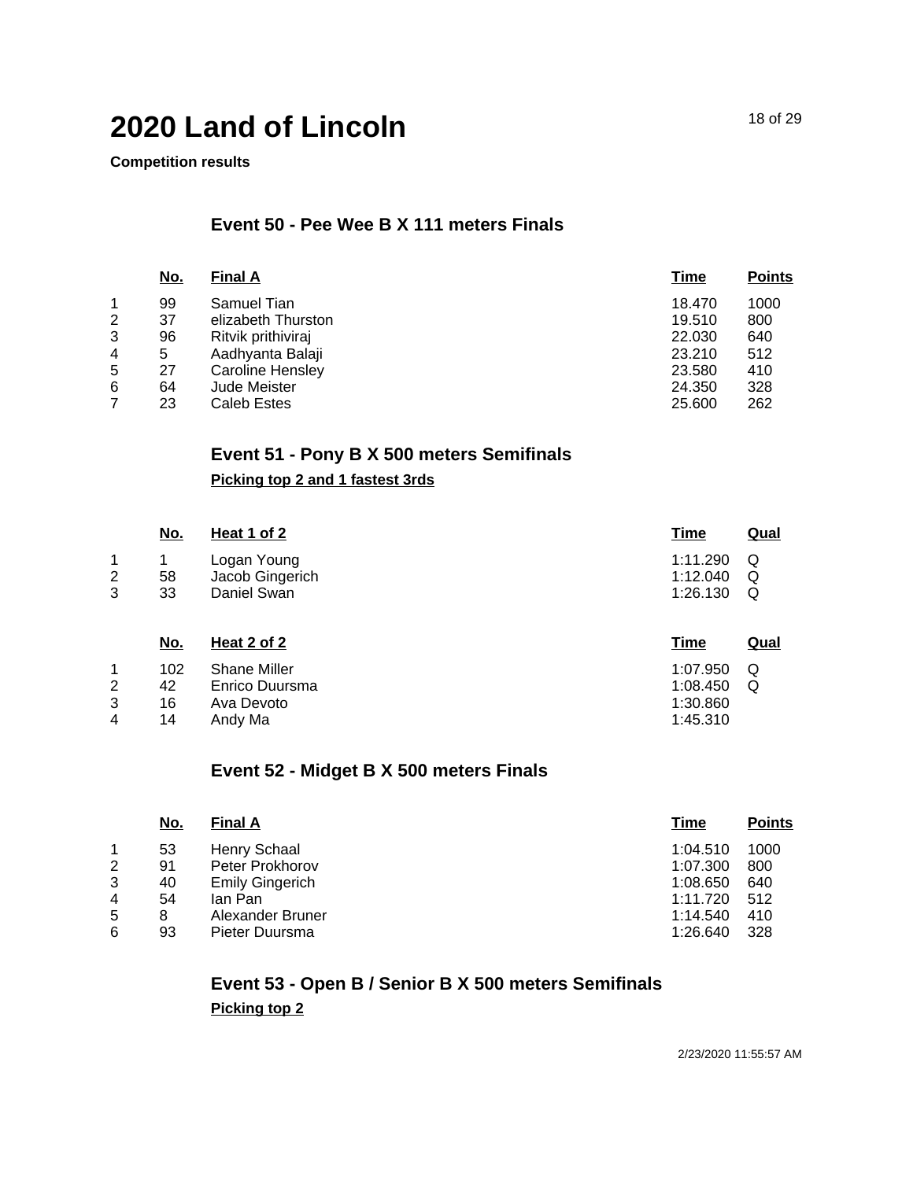# 2020 Land of Lincoln

**Competition results**

## Event 50 - Pee Wee B X 111 meters Finals

| | No. | Final A | Time | Points |
|---|---|---|---|---|
| 1 | 99 | Samuel Tian | 18.470 | 1000 |
| 2 | 37 | elizabeth Thurston | 19.510 | 800 |
| 3 | 96 | Ritvik prithiviraj | 22.030 | 640 |
| 4 | 5 | Aadhyanta Balaji | 23.210 | 512 |
| 5 | 27 | Caroline Hensley | 23.580 | 410 |
| 6 | 64 | Jude Meister | 24.350 | 328 |
| 7 | 23 | Caleb Estes | 25.600 | 262 |

## Event 51 - Pony B X 500 meters Semifinals

**Picking top 2 and 1 fastest 3rds**

| | No. | Heat 1 of 2 | Time | Qual |
|---|---|---|---|---|
| 1 | 1 | Logan Young | 1:11.290 | Q |
| 2 | 58 | Jacob Gingerich | 1:12.040 | Q |
| 3 | 33 | Daniel Swan | 1:26.130 | Q |

| | No. | Heat 2 of 2 | Time | Qual |
|---|---|---|---|---|
| 1 | 102 | Shane Miller | 1:07.950 | Q |
| 2 | 42 | Enrico Duursma | 1:08.450 | Q |
| 3 | 16 | Ava Devoto | 1:30.860 | |
| 4 | 14 | Andy Ma | 1:45.310 | |

## Event 52 - Midget B X 500 meters Finals

| | No. | Final A | Time | Points |
|---|---|---|---|---|
| 1 | 53 | Henry Schaal | 1:04.510 | 1000 |
| 2 | 91 | Peter Prokhorov | 1:07.300 | 800 |
| 3 | 40 | Emily Gingerich | 1:08.650 | 640 |
| 4 | 54 | Ian Pan | 1:11.720 | 512 |
| 5 | 8 | Alexander Bruner | 1:14.540 | 410 |
| 6 | 93 | Pieter Duursma | 1:26.640 | 328 |

## Event 53 - Open B / Senior B X 500 meters Semifinals

**Picking top 2**

2/23/2020 11:55:57 AM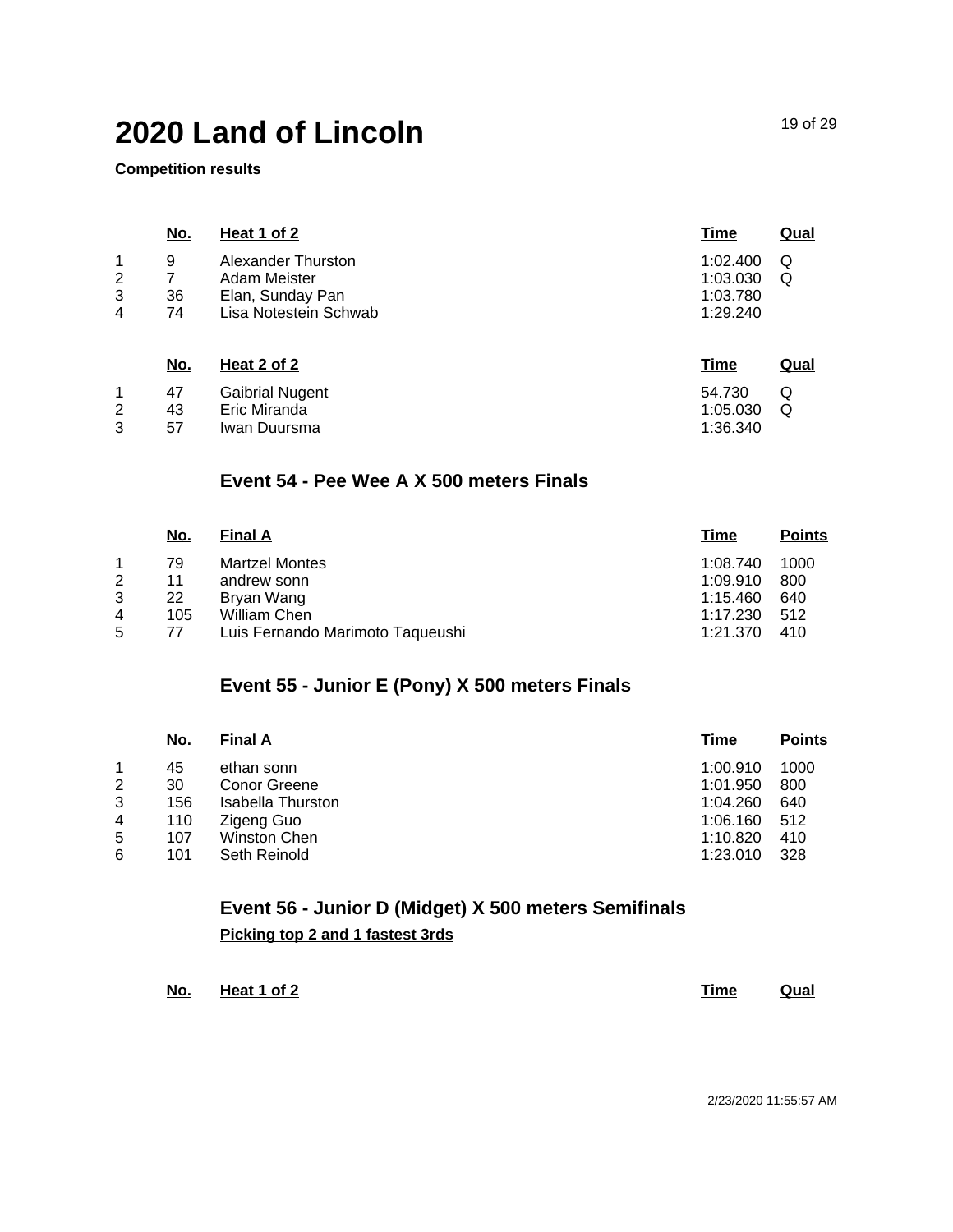# 2020 Land of Lincoln

**Competition results**

| | No. | Heat 1 of 2 | Time | Qual |
|---|---|---|---|---|
| 1 | 9 | Alexander Thurston | 1:02.400 | Q |
| 2 | 7 | Adam Meister | 1:03.030 | Q |
| 3 | 36 | Elan, Sunday Pan | 1:03.780 | |
| 4 | 74 | Lisa Notestein Schwab | 1:29.240 | |

| | No. | Heat 2 of 2 | Time | Qual |
|---|---|---|---|---|
| 1 | 47 | Gaibrial Nugent | 54.730 | Q |
| 2 | 43 | Eric Miranda | 1:05.030 | Q |
| 3 | 57 | Iwan Duursma | 1:36.340 | |

## Event 54 - Pee Wee A X 500 meters Finals

| | No. | Final A | Time | Points |
|---|---|---|---|---|
| 1 | 79 | Martzel Montes | 1:08.740 | 1000 |
| 2 | 11 | andrew sonn | 1:09.910 | 800 |
| 3 | 22 | Bryan Wang | 1:15.460 | 640 |
| 4 | 105 | William Chen | 1:17.230 | 512 |
| 5 | 77 | Luis Fernando Marimoto Taqueushi | 1:21.370 | 410 |

## Event 55 - Junior E (Pony) X 500 meters Finals

| | No. | Final A | Time | Points |
|---|---|---|---|---|
| 1 | 45 | ethan sonn | 1:00.910 | 1000 |
| 2 | 30 | Conor Greene | 1:01.950 | 800 |
| 3 | 156 | Isabella Thurston | 1:04.260 | 640 |
| 4 | 110 | Zigeng Guo | 1:06.160 | 512 |
| 5 | 107 | Winston Chen | 1:10.820 | 410 |
| 6 | 101 | Seth Reinold | 1:23.010 | 328 |

## Event 56 - Junior D (Midget) X 500 meters Semifinals

**Picking top 2 and 1 fastest 3rds**

| | No. | Heat 1 of 2 | Time | Qual |
|---|---|---|---|---|

2/23/2020 11:55:57 AM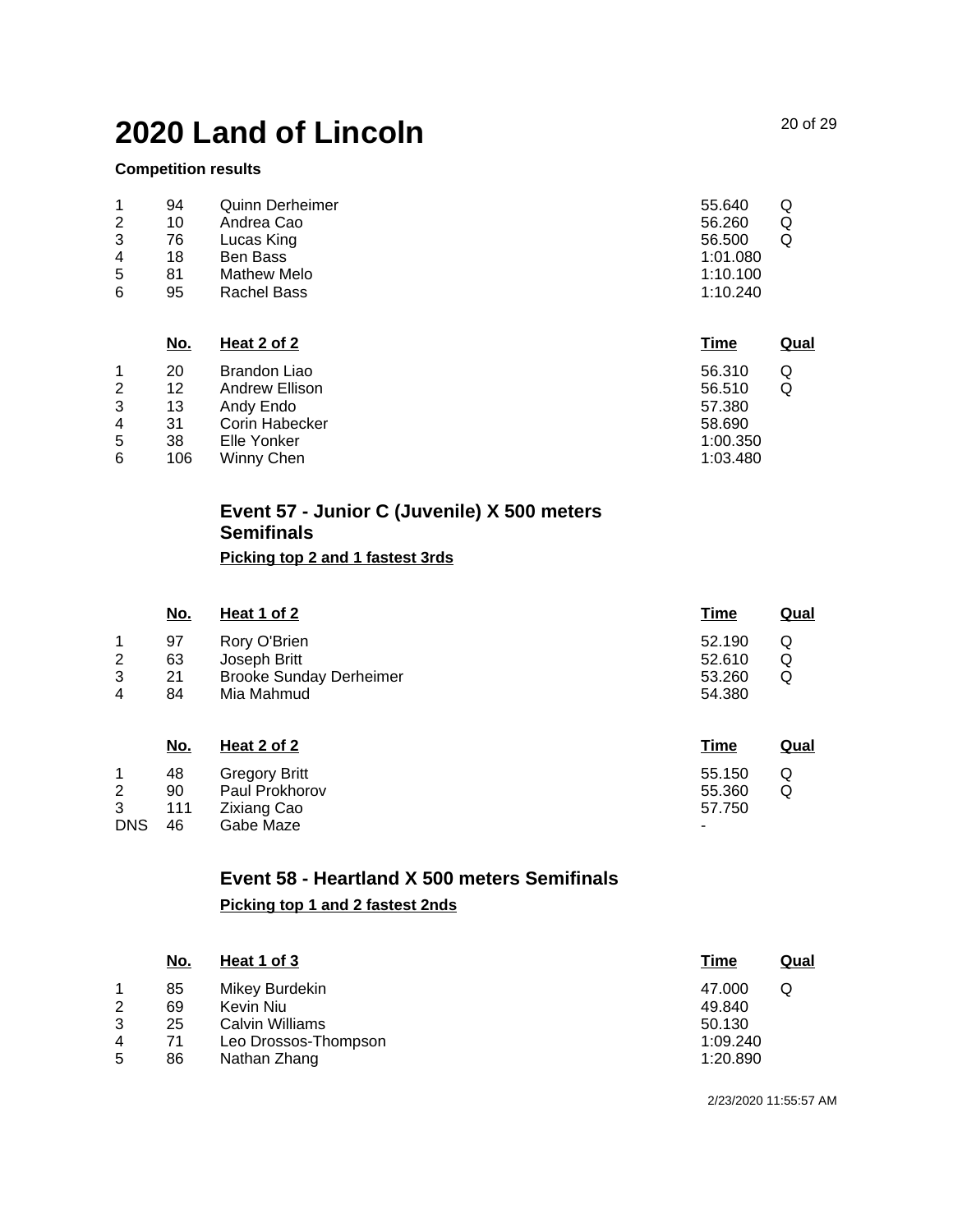# 2020 Land of Lincoln

**Competition results**

| | No. | | Time | Qual |
|---|---|---|---|---|
| 1 | 94 | Quinn Derheimer | 55.640 | Q |
| 2 | 10 | Andrea Cao | 56.260 | Q |
| 3 | 76 | Lucas King | 56.500 | Q |
| 4 | 18 | Ben Bass | 1:01.080 | |
| 5 | 81 | Mathew Melo | 1:10.100 | |
| 6 | 95 | Rachel Bass | 1:10.240 | |

| | No. | Heat 2 of 2 | Time | Qual |
|---|---|---|---|---|
| 1 | 20 | Brandon Liao | 56.310 | Q |
| 2 | 12 | Andrew Ellison | 56.510 | Q |
| 3 | 13 | Andy Endo | 57.380 | |
| 4 | 31 | Corin Habecker | 58.690 | |
| 5 | 38 | Elle Yonker | 1:00.350 | |
| 6 | 106 | Winny Chen | 1:03.480 | |

## Event 57 - Junior C (Juvenile) X 500 meters Semifinals

**Picking top 2 and 1 fastest 3rds**

| | No. | Heat 1 of 2 | Time | Qual |
|---|---|---|---|---|
| 1 | 97 | Rory O'Brien | 52.190 | Q |
| 2 | 63 | Joseph Britt | 52.610 | Q |
| 3 | 21 | Brooke Sunday Derheimer | 53.260 | Q |
| 4 | 84 | Mia Mahmud | 54.380 | |

| | No. | Heat 2 of 2 | Time | Qual |
|---|---|---|---|---|
| 1 | 48 | Gregory Britt | 55.150 | Q |
| 2 | 90 | Paul Prokhorov | 55.360 | Q |
| 3 | 111 | Zixiang Cao | 57.750 | |
| DNS | 46 | Gabe Maze | - | |

## Event 58 - Heartland X 500 meters Semifinals

**Picking top 1 and 2 fastest 2nds**

| | No. | Heat 1 of 3 | Time | Qual |
|---|---|---|---|---|
| 1 | 85 | Mikey Burdekin | 47.000 | Q |
| 2 | 69 | Kevin Niu | 49.840 | |
| 3 | 25 | Calvin Williams | 50.130 | |
| 4 | 71 | Leo Drossos-Thompson | 1:09.240 | |
| 5 | 86 | Nathan Zhang | 1:20.890 | |

2/23/2020 11:55:57 AM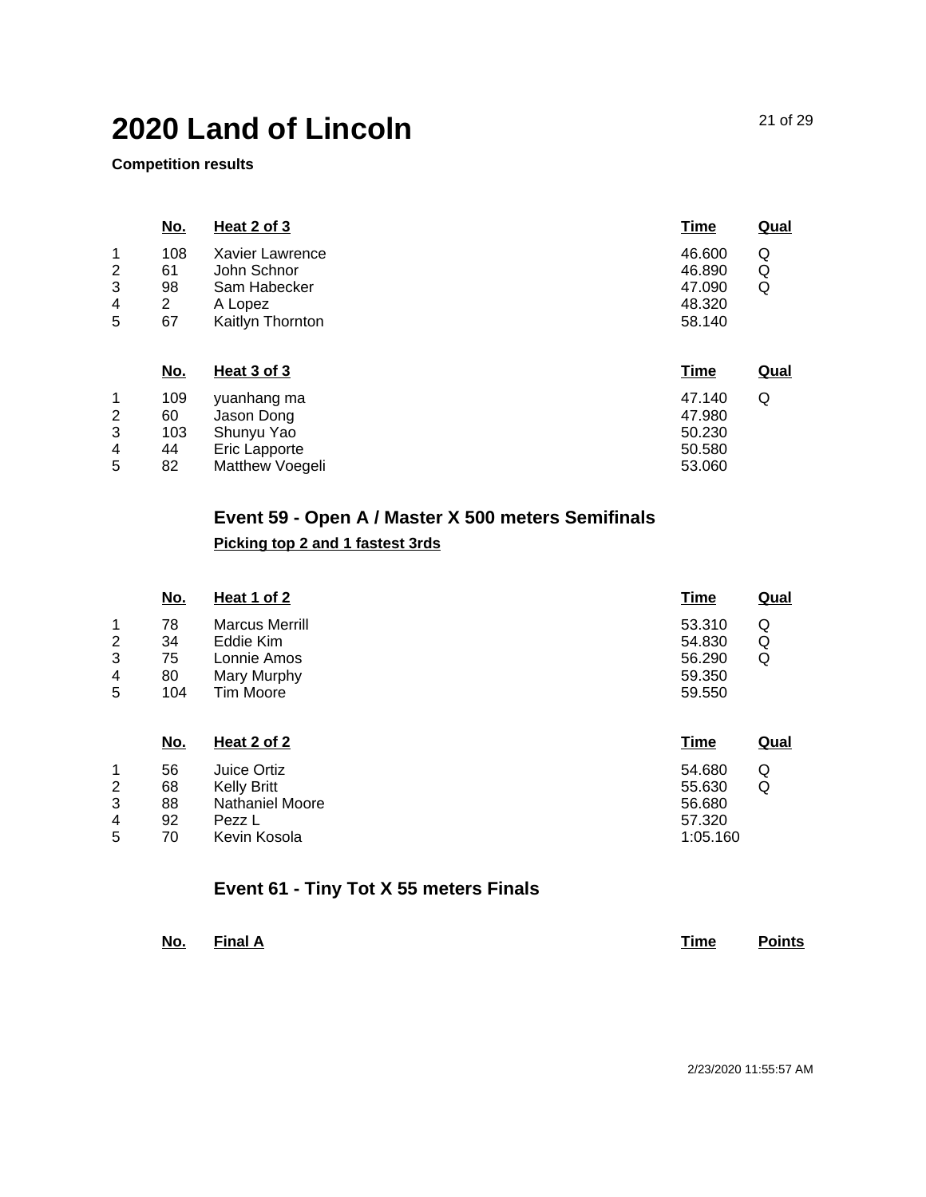# 2020 Land of Lincoln

**Competition results**

| | No. | Heat 2 of 3 | Time | Qual |
|---|---|---|---|---|
| 1 | 108 | Xavier Lawrence | 46.600 | Q |
| 2 | 61 | John Schnor | 46.890 | Q |
| 3 | 98 | Sam Habecker | 47.090 | Q |
| 4 | 2 | A Lopez | 48.320 | |
| 5 | 67 | Kaitlyn Thornton | 58.140 | |

| | No. | Heat 3 of 3 | Time | Qual |
|---|---|---|---|---|
| 1 | 109 | yuanhang ma | 47.140 | Q |
| 2 | 60 | Jason Dong | 47.980 | |
| 3 | 103 | Shunyu Yao | 50.230 | |
| 4 | 44 | Eric Lapporte | 50.580 | |
| 5 | 82 | Matthew Voegeli | 53.060 | |

### Event 59 - Open A / Master X 500 meters Semifinals

**Picking top 2 and 1 fastest 3rds**

| | No. | Heat 1 of 2 | Time | Qual |
|---|---|---|---|---|
| 1 | 78 | Marcus Merrill | 53.310 | Q |
| 2 | 34 | Eddie Kim | 54.830 | Q |
| 3 | 75 | Lonnie Amos | 56.290 | Q |
| 4 | 80 | Mary Murphy | 59.350 | |
| 5 | 104 | Tim Moore | 59.550 | |

| | No. | Heat 2 of 2 | Time | Qual |
|---|---|---|---|---|
| 1 | 56 | Juice Ortiz | 54.680 | Q |
| 2 | 68 | Kelly Britt | 55.630 | Q |
| 3 | 88 | Nathaniel Moore | 56.680 | |
| 4 | 92 | Pezz L | 57.320 | |
| 5 | 70 | Kevin Kosola | 1:05.160 | |

### Event 61 - Tiny Tot X 55 meters Finals

| No. | Final A | Time | Points |
|---|---|---|---|

2/23/2020 11:55:57 AM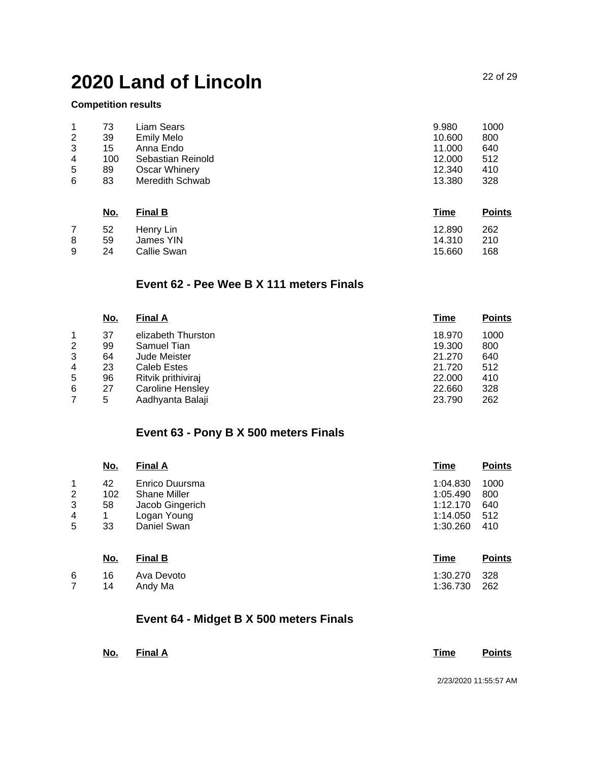# 2020 Land of Lincoln

**Competition results**

| | | | | |
|---|---|---|---|---|
| 1 | 73 | Liam Sears | 9.980 | 1000 |
| 2 | 39 | Emily Melo | 10.600 | 800 |
| 3 | 15 | Anna Endo | 11.000 | 640 |
| 4 | 100 | Sebastian Reinold | 12.000 | 512 |
| 5 | 89 | Oscar Whinery | 12.340 | 410 |
| 6 | 83 | Meredith Schwab | 13.380 | 328 |

| | No. | Final B | Time | Points |
|---|---|---|---|---|
| 7 | 52 | Henry Lin | 12.890 | 262 |
| 8 | 59 | James YIN | 14.310 | 210 |
| 9 | 24 | Callie Swan | 15.660 | 168 |

## Event 62 - Pee Wee B X 111 meters Finals

| | No. | Final A | Time | Points |
|---|---|---|---|---|
| 1 | 37 | elizabeth Thurston | 18.970 | 1000 |
| 2 | 99 | Samuel Tian | 19.300 | 800 |
| 3 | 64 | Jude Meister | 21.270 | 640 |
| 4 | 23 | Caleb Estes | 21.720 | 512 |
| 5 | 96 | Ritvik prithiviraj | 22.000 | 410 |
| 6 | 27 | Caroline Hensley | 22.660 | 328 |
| 7 | 5 | Aadhyanta Balaji | 23.790 | 262 |

## Event 63 - Pony B X 500 meters Finals

| | No. | Final A | Time | Points |
|---|---|---|---|---|
| 1 | 42 | Enrico Duursma | 1:04.830 | 1000 |
| 2 | 102 | Shane Miller | 1:05.490 | 800 |
| 3 | 58 | Jacob Gingerich | 1:12.170 | 640 |
| 4 | 1 | Logan Young | 1:14.050 | 512 |
| 5 | 33 | Daniel Swan | 1:30.260 | 410 |

| | No. | Final B | Time | Points |
|---|---|---|---|---|
| 6 | 16 | Ava Devoto | 1:30.270 | 328 |
| 7 | 14 | Andy Ma | 1:36.730 | 262 |

## Event 64 - Midget B X 500 meters Finals

| | No. | Final A | Time | Points |
|---|---|---|---|---|

2/23/2020 11:55:57 AM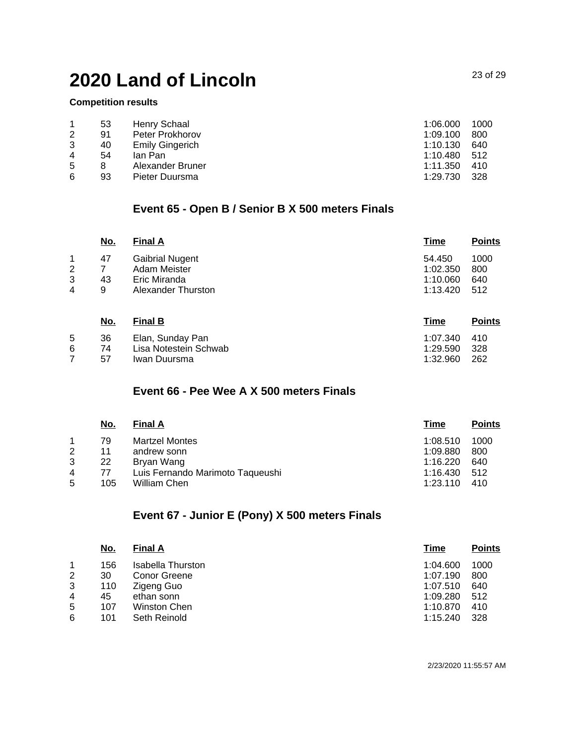# 2020 Land of Lincoln

**Competition results**

| | | | | |
|---|---|---|---|---|
| 1 | 53 | Henry Schaal | 1:06.000 | 1000 |
| 2 | 91 | Peter Prokhorov | 1:09.100 | 800 |
| 3 | 40 | Emily Gingerich | 1:10.130 | 640 |
| 4 | 54 | Ian Pan | 1:10.480 | 512 |
| 5 | 8 | Alexander Bruner | 1:11.350 | 410 |
| 6 | 93 | Pieter Duursma | 1:29.730 | 328 |

## Event 65 - Open B / Senior B X 500 meters Finals

| | No. | Final A | Time | Points |
|---|---|---|---|---|
| 1 | 47 | Gaibrial Nugent | 54.450 | 1000 |
| 2 | 7 | Adam Meister | 1:02.350 | 800 |
| 3 | 43 | Eric Miranda | 1:10.060 | 640 |
| 4 | 9 | Alexander Thurston | 1:13.420 | 512 |

| | No. | Final B | Time | Points |
|---|---|---|---|---|
| 5 | 36 | Elan, Sunday Pan | 1:07.340 | 410 |
| 6 | 74 | Lisa Notestein Schwab | 1:29.590 | 328 |
| 7 | 57 | Iwan Duursma | 1:32.960 | 262 |

## Event 66 - Pee Wee A X 500 meters Finals

| | No. | Final A | Time | Points |
|---|---|---|---|---|
| 1 | 79 | Martzel Montes | 1:08.510 | 1000 |
| 2 | 11 | andrew sonn | 1:09.880 | 800 |
| 3 | 22 | Bryan Wang | 1:16.220 | 640 |
| 4 | 77 | Luis Fernando Marimoto Taqueushi | 1:16.430 | 512 |
| 5 | 105 | William Chen | 1:23.110 | 410 |

## Event 67 - Junior E (Pony) X 500 meters Finals

| | No. | Final A | Time | Points |
|---|---|---|---|---|
| 1 | 156 | Isabella Thurston | 1:04.600 | 1000 |
| 2 | 30 | Conor Greene | 1:07.190 | 800 |
| 3 | 110 | Zigeng Guo | 1:07.510 | 640 |
| 4 | 45 | ethan sonn | 1:09.280 | 512 |
| 5 | 107 | Winston Chen | 1:10.870 | 410 |
| 6 | 101 | Seth Reinold | 1:15.240 | 328 |

2/23/2020 11:55:57 AM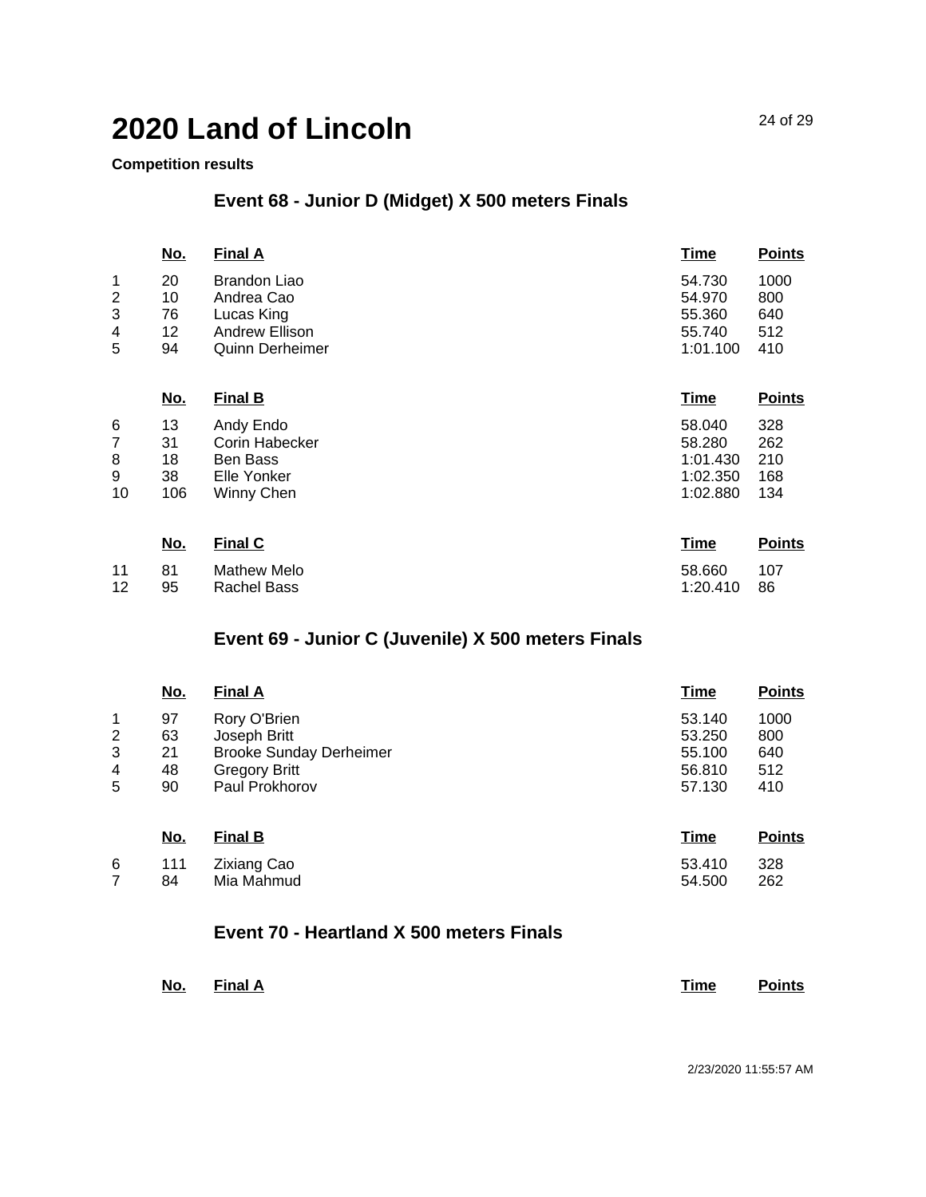# 2020 Land of Lincoln

**Competition results**

## Event 68 - Junior D (Midget) X 500 meters Finals

| | No. | Final A | Time | Points |
|---|---|---|---|---|
| 1 | 20 | Brandon Liao | 54.730 | 1000 |
| 2 | 10 | Andrea Cao | 54.970 | 800 |
| 3 | 76 | Lucas King | 55.360 | 640 |
| 4 | 12 | Andrew Ellison | 55.740 | 512 |
| 5 | 94 | Quinn Derheimer | 1:01.100 | 410 |

| | No. | Final B | Time | Points |
|---|---|---|---|---|
| 6 | 13 | Andy Endo | 58.040 | 328 |
| 7 | 31 | Corin Habecker | 58.280 | 262 |
| 8 | 18 | Ben Bass | 1:01.430 | 210 |
| 9 | 38 | Elle Yonker | 1:02.350 | 168 |
| 10 | 106 | Winny Chen | 1:02.880 | 134 |

| | No. | Final C | Time | Points |
|---|---|---|---|---|
| 11 | 81 | Mathew Melo | 58.660 | 107 |
| 12 | 95 | Rachel Bass | 1:20.410 | 86 |

## Event 69 - Junior C (Juvenile) X 500 meters Finals

| | No. | Final A | Time | Points |
|---|---|---|---|---|
| 1 | 97 | Rory O'Brien | 53.140 | 1000 |
| 2 | 63 | Joseph Britt | 53.250 | 800 |
| 3 | 21 | Brooke Sunday Derheimer | 55.100 | 640 |
| 4 | 48 | Gregory Britt | 56.810 | 512 |
| 5 | 90 | Paul Prokhorov | 57.130 | 410 |

| | No. | Final B | Time | Points |
|---|---|---|---|---|
| 6 | 111 | Zixiang Cao | 53.410 | 328 |
| 7 | 84 | Mia Mahmud | 54.500 | 262 |

## Event 70 - Heartland X 500 meters Finals

| | No. | Final A | Time | Points |
|---|---|---|---|---|

2/23/2020 11:55:57 AM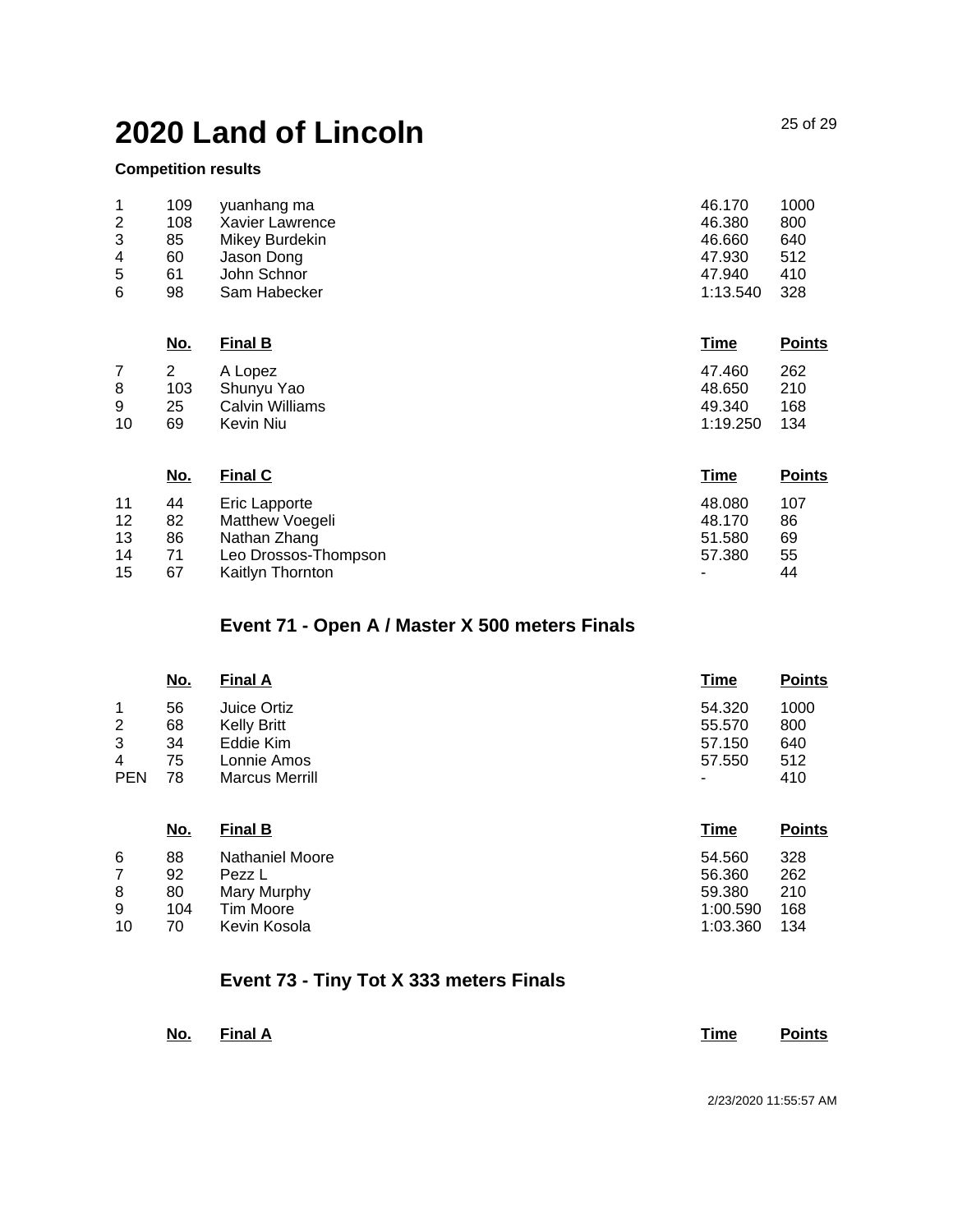# 2020 Land of Lincoln

**Competition results**

| | | | | |
|---|---|---|---|---|
| 1 | 109 | yuanhang ma | 46.170 | 1000 |
| 2 | 108 | Xavier Lawrence | 46.380 | 800 |
| 3 | 85 | Mikey Burdekin | 46.660 | 640 |
| 4 | 60 | Jason Dong | 47.930 | 512 |
| 5 | 61 | John Schnor | 47.940 | 410 |
| 6 | 98 | Sam Habecker | 1:13.540 | 328 |

| | No. | Final B | Time | Points |
|---|---|---|---|---|
| 7 | 2 | A Lopez | 47.460 | 262 |
| 8 | 103 | Shunyu Yao | 48.650 | 210 |
| 9 | 25 | Calvin Williams | 49.340 | 168 |
| 10 | 69 | Kevin Niu | 1:19.250 | 134 |

| | No. | Final C | Time | Points |
|---|---|---|---|---|
| 11 | 44 | Eric Lapporte | 48.080 | 107 |
| 12 | 82 | Matthew Voegeli | 48.170 | 86 |
| 13 | 86 | Nathan Zhang | 51.580 | 69 |
| 14 | 71 | Leo Drossos-Thompson | 57.380 | 55 |
| 15 | 67 | Kaitlyn Thornton | - | 44 |

## Event 71 - Open A / Master X 500 meters Finals

| | No. | Final A | Time | Points |
|---|---|---|---|---|
| 1 | 56 | Juice Ortiz | 54.320 | 1000 |
| 2 | 68 | Kelly Britt | 55.570 | 800 |
| 3 | 34 | Eddie Kim | 57.150 | 640 |
| 4 | 75 | Lonnie Amos | 57.550 | 512 |
| PEN | 78 | Marcus Merrill | - | 410 |

| | No. | Final B | Time | Points |
|---|---|---|---|---|
| 6 | 88 | Nathaniel Moore | 54.560 | 328 |
| 7 | 92 | Pezz L | 56.360 | 262 |
| 8 | 80 | Mary Murphy | 59.380 | 210 |
| 9 | 104 | Tim Moore | 1:00.590 | 168 |
| 10 | 70 | Kevin Kosola | 1:03.360 | 134 |

## Event 73 - Tiny Tot X 333 meters Finals

| | No. | Final A | Time | Points |
|---|---|---|---|---|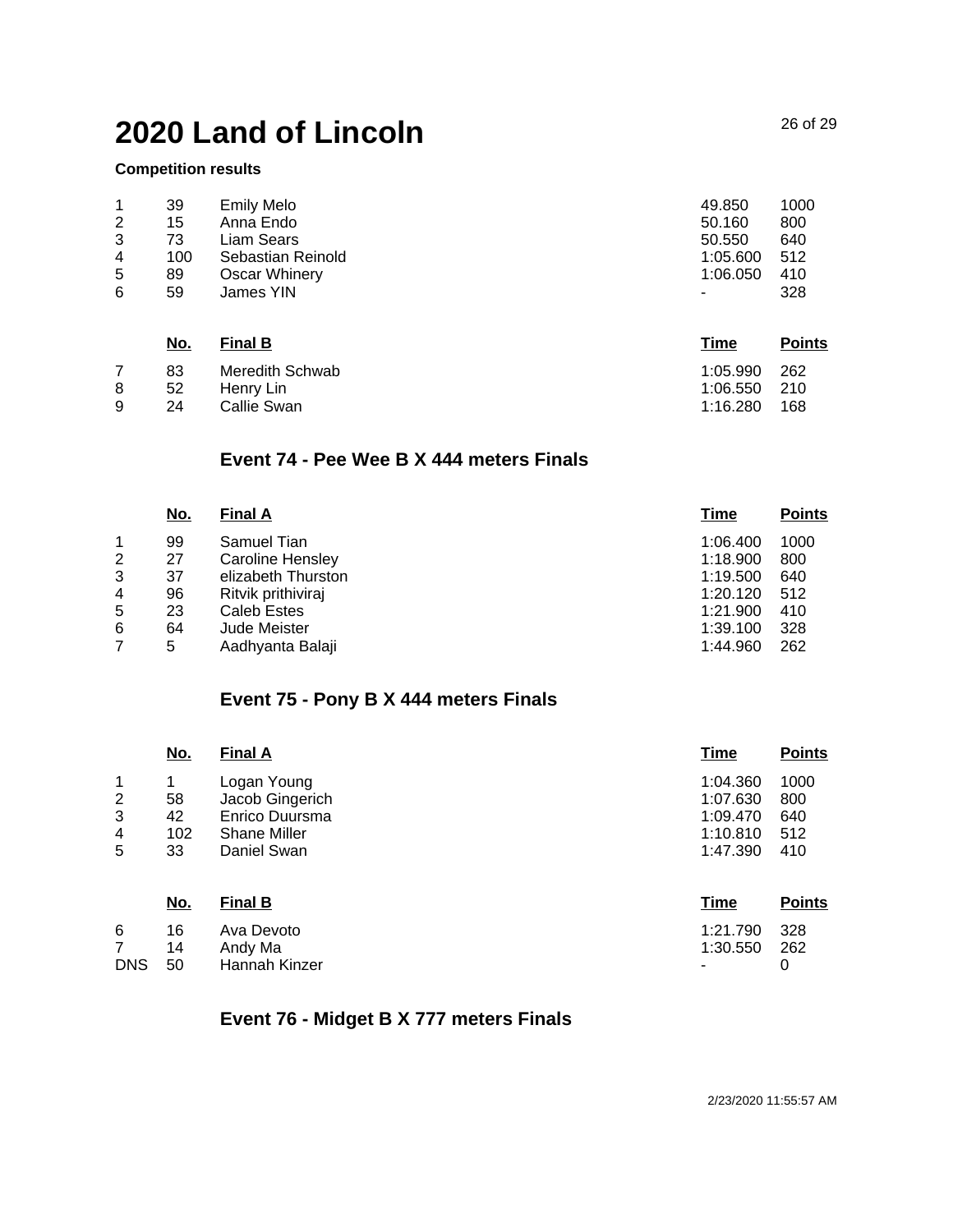# 2020 Land of Lincoln

**Competition results**

| | | | | |
|---|---|---|---|---|
| 1 | 39 | Emily Melo | 49.850 | 1000 |
| 2 | 15 | Anna Endo | 50.160 | 800 |
| 3 | 73 | Liam Sears | 50.550 | 640 |
| 4 | 100 | Sebastian Reinold | 1:05.600 | 512 |
| 5 | 89 | Oscar Whinery | 1:06.050 | 410 |
| 6 | 59 | James YIN | - | 328 |

| | No. | Final B | Time | Points |
|---|---|---|---|---|
| 7 | 83 | Meredith Schwab | 1:05.990 | 262 |
| 8 | 52 | Henry Lin | 1:06.550 | 210 |
| 9 | 24 | Callie Swan | 1:16.280 | 168 |

### Event 74 - Pee Wee B X 444 meters Finals

| | No. | Final A | Time | Points |
|---|---|---|---|---|
| 1 | 99 | Samuel Tian | 1:06.400 | 1000 |
| 2 | 27 | Caroline Hensley | 1:18.900 | 800 |
| 3 | 37 | elizabeth Thurston | 1:19.500 | 640 |
| 4 | 96 | Ritvik prithiviraj | 1:20.120 | 512 |
| 5 | 23 | Caleb Estes | 1:21.900 | 410 |
| 6 | 64 | Jude Meister | 1:39.100 | 328 |
| 7 | 5 | Aadhyanta Balaji | 1:44.960 | 262 |

### Event 75 - Pony B X 444 meters Finals

| | No. | Final A | Time | Points |
|---|---|---|---|---|
| 1 | 1 | Logan Young | 1:04.360 | 1000 |
| 2 | 58 | Jacob Gingerich | 1:07.630 | 800 |
| 3 | 42 | Enrico Duursma | 1:09.470 | 640 |
| 4 | 102 | Shane Miller | 1:10.810 | 512 |
| 5 | 33 | Daniel Swan | 1:47.390 | 410 |

| | No. | Final B | Time | Points |
|---|---|---|---|---|
| 6 | 16 | Ava Devoto | 1:21.790 | 328 |
| 7 | 14 | Andy Ma | 1:30.550 | 262 |
| DNS | 50 | Hannah Kinzer | - | 0 |

### Event 76 - Midget B X 777 meters Finals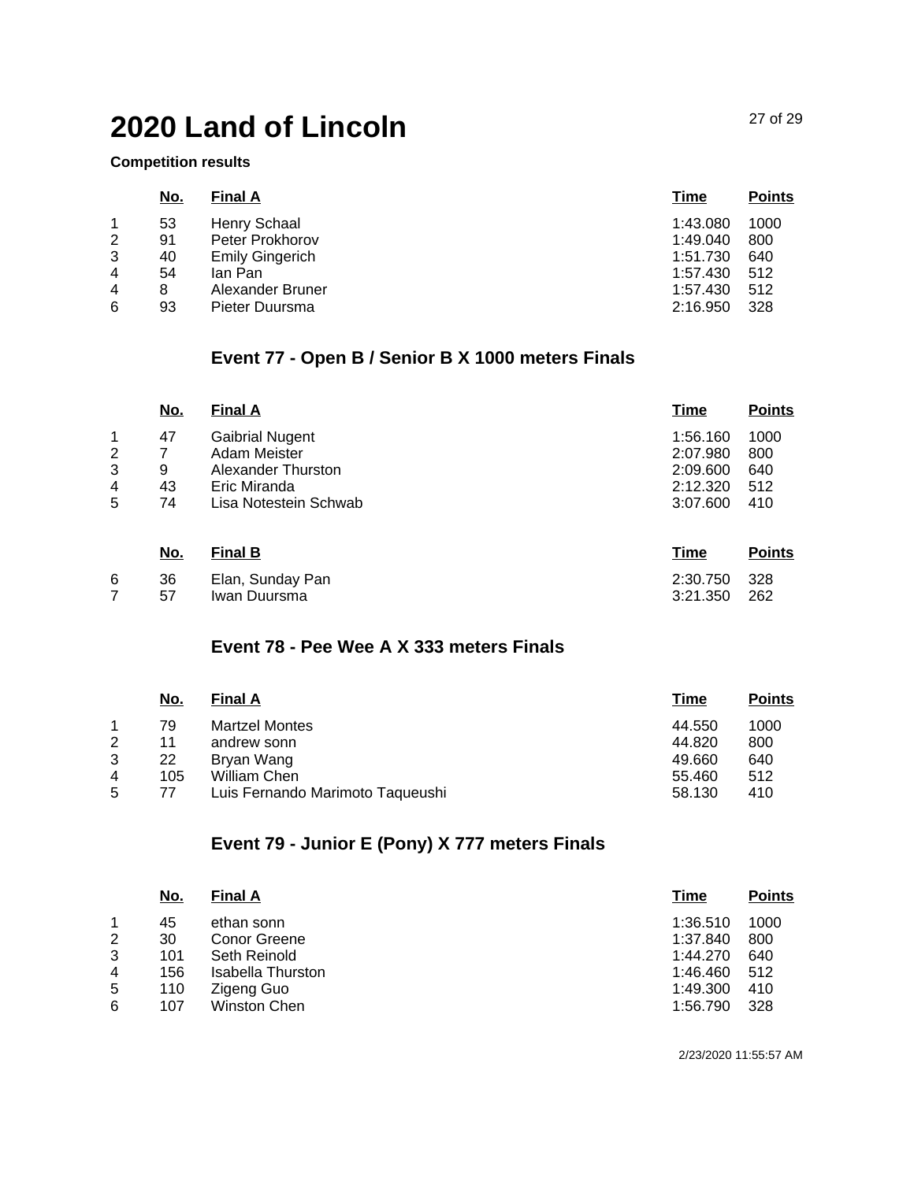# 2020 Land of Lincoln

**Competition results**

| | No. | Final A | Time | Points |
|---|---|---|---|---|
| 1 | 53 | Henry Schaal | 1:43.080 | 1000 |
| 2 | 91 | Peter Prokhorov | 1:49.040 | 800 |
| 3 | 40 | Emily Gingerich | 1:51.730 | 640 |
| 4 | 54 | Ian Pan | 1:57.430 | 512 |
| 4 | 8 | Alexander Bruner | 1:57.430 | 512 |
| 6 | 93 | Pieter Duursma | 2:16.950 | 328 |

## Event 77 - Open B / Senior B X 1000 meters Finals

| | No. | Final A | Time | Points |
|---|---|---|---|---|
| 1 | 47 | Gaibrial Nugent | 1:56.160 | 1000 |
| 2 | 7 | Adam Meister | 2:07.980 | 800 |
| 3 | 9 | Alexander Thurston | 2:09.600 | 640 |
| 4 | 43 | Eric Miranda | 2:12.320 | 512 |
| 5 | 74 | Lisa Notestein Schwab | 3:07.600 | 410 |

| | No. | Final B | Time | Points |
|---|---|---|---|---|
| 6 | 36 | Elan, Sunday Pan | 2:30.750 | 328 |
| 7 | 57 | Iwan Duursma | 3:21.350 | 262 |

## Event 78 - Pee Wee A X 333 meters Finals

| | No. | Final A | Time | Points |
|---|---|---|---|---|
| 1 | 79 | Martzel Montes | 44.550 | 1000 |
| 2 | 11 | andrew sonn | 44.820 | 800 |
| 3 | 22 | Bryan Wang | 49.660 | 640 |
| 4 | 105 | William Chen | 55.460 | 512 |
| 5 | 77 | Luis Fernando Marimoto Taqueushi | 58.130 | 410 |

## Event 79 - Junior E (Pony) X 777 meters Finals

| | No. | Final A | Time | Points |
|---|---|---|---|---|
| 1 | 45 | ethan sonn | 1:36.510 | 1000 |
| 2 | 30 | Conor Greene | 1:37.840 | 800 |
| 3 | 101 | Seth Reinold | 1:44.270 | 640 |
| 4 | 156 | Isabella Thurston | 1:46.460 | 512 |
| 5 | 110 | Zigeng Guo | 1:49.300 | 410 |
| 6 | 107 | Winston Chen | 1:56.790 | 328 |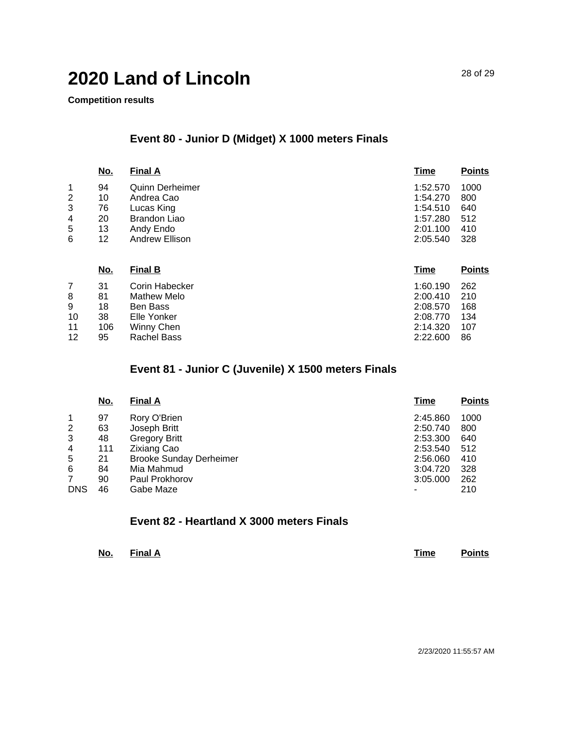# 2020 Land of Lincoln

**Competition results**

### Event 80 - Junior D (Midget) X 1000 meters Finals

| | No. | Final A | Time | Points |
|---|---|---|---|---|
| 1 | 94 | Quinn Derheimer | 1:52.570 | 1000 |
| 2 | 10 | Andrea Cao | 1:54.270 | 800 |
| 3 | 76 | Lucas King | 1:54.510 | 640 |
| 4 | 20 | Brandon Liao | 1:57.280 | 512 |
| 5 | 13 | Andy Endo | 2:01.100 | 410 |
| 6 | 12 | Andrew Ellison | 2:05.540 | 328 |

| | No. | Final B | Time | Points |
|---|---|---|---|---|
| 7 | 31 | Corin Habecker | 1:60.190 | 262 |
| 8 | 81 | Mathew Melo | 2:00.410 | 210 |
| 9 | 18 | Ben Bass | 2:08.570 | 168 |
| 10 | 38 | Elle Yonker | 2:08.770 | 134 |
| 11 | 106 | Winny Chen | 2:14.320 | 107 |
| 12 | 95 | Rachel Bass | 2:22.600 | 86 |

### Event 81 - Junior C (Juvenile) X 1500 meters Finals

| | No. | Final A | Time | Points |
|---|---|---|---|---|
| 1 | 97 | Rory O'Brien | 2:45.860 | 1000 |
| 2 | 63 | Joseph Britt | 2:50.740 | 800 |
| 3 | 48 | Gregory Britt | 2:53.300 | 640 |
| 4 | 111 | Zixiang Cao | 2:53.540 | 512 |
| 5 | 21 | Brooke Sunday Derheimer | 2:56.060 | 410 |
| 6 | 84 | Mia Mahmud | 3:04.720 | 328 |
| 7 | 90 | Paul Prokhorov | 3:05.000 | 262 |
| DNS | 46 | Gabe Maze | - | 210 |

### Event 82 - Heartland X 3000 meters Finals

| | No. | Final A | Time | Points |
|---|---|---|---|---|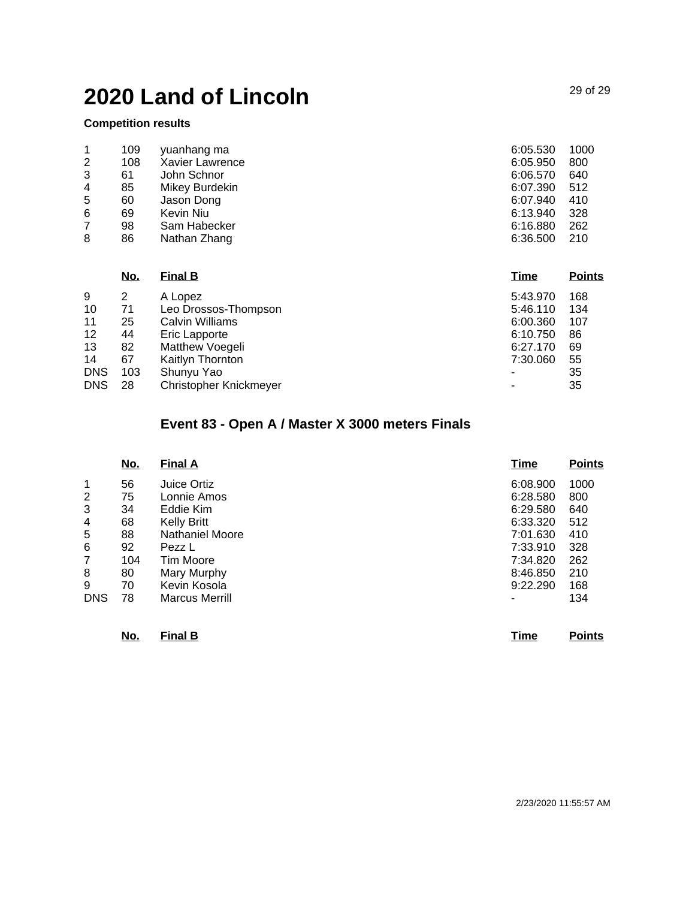# 2020 Land of Lincoln

**Competition results**

| | | | | |
|---|---|---|---|---|
| 1 | 109 | yuanhang ma | 6:05.530 | 1000 |
| 2 | 108 | Xavier Lawrence | 6:05.950 | 800 |
| 3 | 61 | John Schnor | 6:06.570 | 640 |
| 4 | 85 | Mikey Burdekin | 6:07.390 | 512 |
| 5 | 60 | Jason Dong | 6:07.940 | 410 |
| 6 | 69 | Kevin Niu | 6:13.940 | 328 |
| 7 | 98 | Sam Habecker | 6:16.880 | 262 |
| 8 | 86 | Nathan Zhang | 6:36.500 | 210 |

| | No. | Final B | Time | Points |
|---|---|---|---|---|
| 9 | 2 | A Lopez | 5:43.970 | 168 |
| 10 | 71 | Leo Drossos-Thompson | 5:46.110 | 134 |
| 11 | 25 | Calvin Williams | 6:00.360 | 107 |
| 12 | 44 | Eric Lapporte | 6:10.750 | 86 |
| 13 | 82 | Matthew Voegeli | 6:27.170 | 69 |
| 14 | 67 | Kaitlyn Thornton | 7:30.060 | 55 |
| DNS | 103 | Shunyu Yao | - | 35 |
| DNS | 28 | Christopher Knickmeyer | - | 35 |

## Event 83 - Open A / Master X 3000 meters Finals

| | No. | Final A | Time | Points |
|---|---|---|---|---|
| 1 | 56 | Juice Ortiz | 6:08.900 | 1000 |
| 2 | 75 | Lonnie Amos | 6:28.580 | 800 |
| 3 | 34 | Eddie Kim | 6:29.580 | 640 |
| 4 | 68 | Kelly Britt | 6:33.320 | 512 |
| 5 | 88 | Nathaniel Moore | 7:01.630 | 410 |
| 6 | 92 | Pezz L | 7:33.910 | 328 |
| 7 | 104 | Tim Moore | 7:34.820 | 262 |
| 8 | 80 | Mary Murphy | 8:46.850 | 210 |
| 9 | 70 | Kevin Kosola | 9:22.290 | 168 |
| DNS | 78 | Marcus Merrill | - | 134 |

| | No. | Final B | Time | Points |
|---|---|---|---|---|

2/23/2020 11:55:57 AM